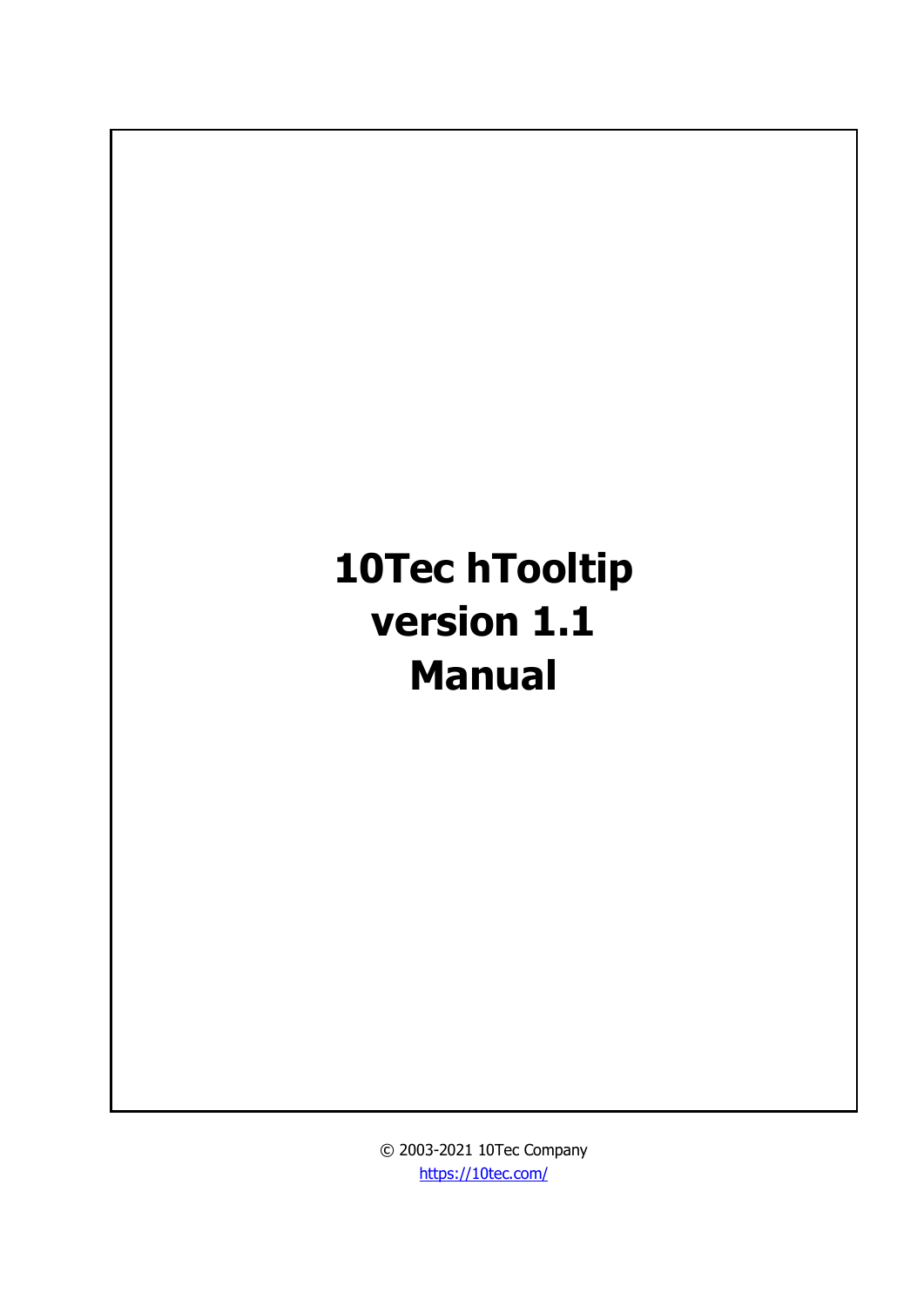# 10Tec hTooltip
# version 1.1
# Manual

© 2003-2021 10Tec Company
https://10tec.com/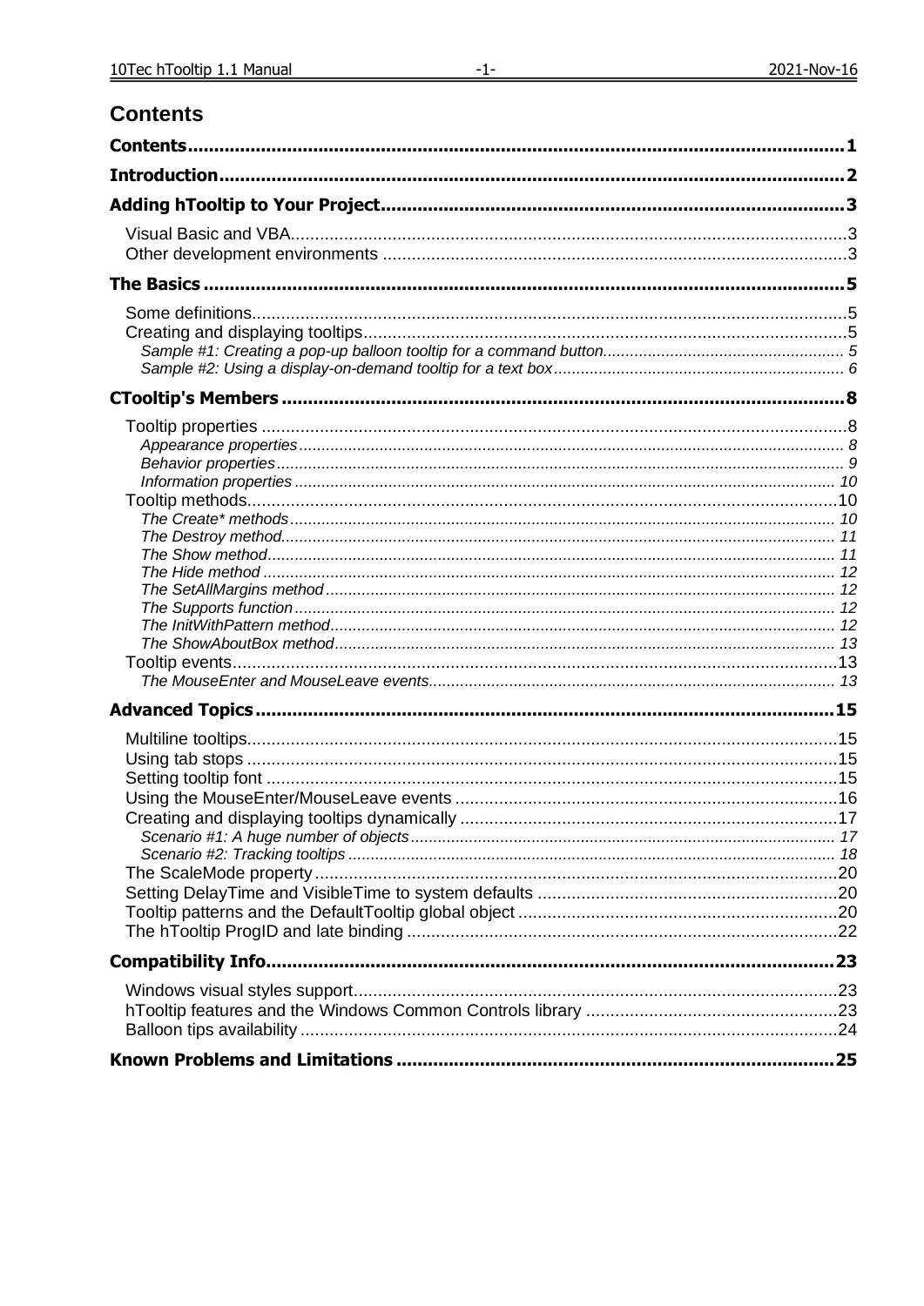# Contents

**Contents** ........ **1**

**Introduction** ........ **2**

**Adding hTooltip to Your Project** ........ **3**

- Visual Basic and VBA ........ 3
- Other development environments ........ 3

**The Basics** ........ **5**

- Some definitions ........ 5
- Creating and displaying tooltips ........ 5
  - *Sample #1: Creating a pop-up balloon tooltip for a command button* ........ *5*
  - *Sample #2: Using a display-on-demand tooltip for a text box* ........ *6*

**CTooltip's Members** ........ **8**

- Tooltip properties ........ 8
  - *Appearance properties* ........ *8*
  - *Behavior properties* ........ *9*
  - *Information properties* ........ *10*
- Tooltip methods ........ 10
  - *The Create\* methods* ........ *10*
  - *The Destroy method* ........ *11*
  - *The Show method* ........ *11*
  - *The Hide method* ........ *12*
  - *The SetAllMargins method* ........ *12*
  - *The Supports function* ........ *12*
  - *The InitWithPattern method* ........ *12*
  - *The ShowAboutBox method* ........ *13*
- Tooltip events ........ 13
  - *The MouseEnter and MouseLeave events* ........ *13*

**Advanced Topics** ........ **15**

- Multiline tooltips ........ 15
- Using tab stops ........ 15
- Setting tooltip font ........ 15
- Using the MouseEnter/MouseLeave events ........ 16
- Creating and displaying tooltips dynamically ........ 17
  - *Scenario #1: A huge number of objects* ........ *17*
  - *Scenario #2: Tracking tooltips* ........ *18*
- The ScaleMode property ........ 20
- Setting DelayTime and VisibleTime to system defaults ........ 20
- Tooltip patterns and the DefaultTooltip global object ........ 20
- The hTooltip ProgID and late binding ........ 22

**Compatibility Info** ........ **23**

- Windows visual styles support ........ 23
- hTooltip features and the Windows Common Controls library ........ 23
- Balloon tips availability ........ 24

**Known Problems and Limitations** ........ **25**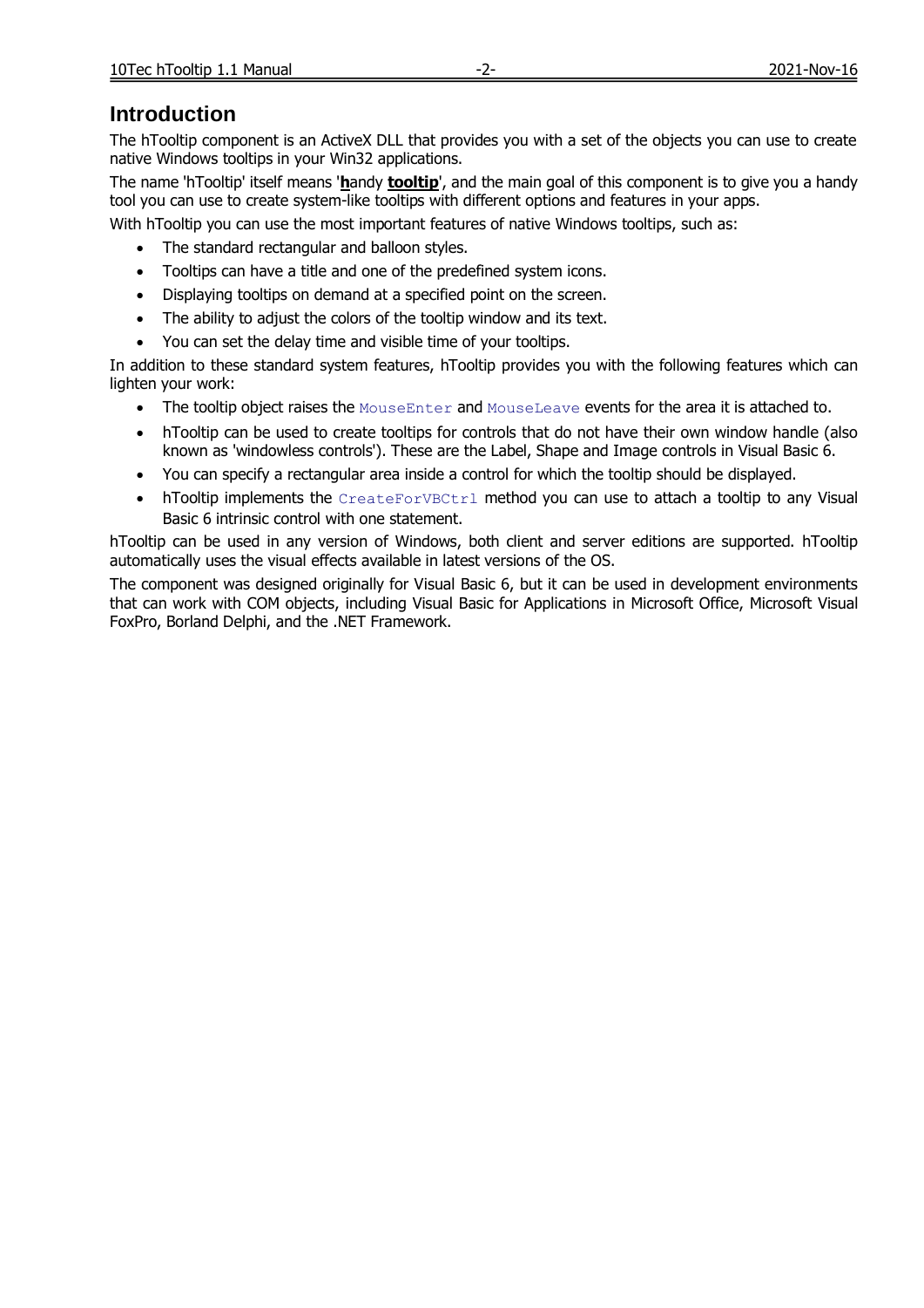# Introduction

The hTooltip component is an ActiveX DLL that provides you with a set of the objects you can use to create native Windows tooltips in your Win32 applications.

The name 'hTooltip' itself means '**h**andy **tooltip**', and the main goal of this component is to give you a handy tool you can use to create system-like tooltips with different options and features in your apps.

With hTooltip you can use the most important features of native Windows tooltips, such as:

- The standard rectangular and balloon styles.
- Tooltips can have a title and one of the predefined system icons.
- Displaying tooltips on demand at a specified point on the screen.
- The ability to adjust the colors of the tooltip window and its text.
- You can set the delay time and visible time of your tooltips.

In addition to these standard system features, hTooltip provides you with the following features which can lighten your work:

- The tooltip object raises the `MouseEnter` and `MouseLeave` events for the area it is attached to.
- hTooltip can be used to create tooltips for controls that do not have their own window handle (also known as 'windowless controls'). These are the Label, Shape and Image controls in Visual Basic 6.
- You can specify a rectangular area inside a control for which the tooltip should be displayed.
- hTooltip implements the `CreateForVBCtrl` method you can use to attach a tooltip to any Visual Basic 6 intrinsic control with one statement.

hTooltip can be used in any version of Windows, both client and server editions are supported. hTooltip automatically uses the visual effects available in latest versions of the OS.

The component was designed originally for Visual Basic 6, but it can be used in development environments that can work with COM objects, including Visual Basic for Applications in Microsoft Office, Microsoft Visual FoxPro, Borland Delphi, and the .NET Framework.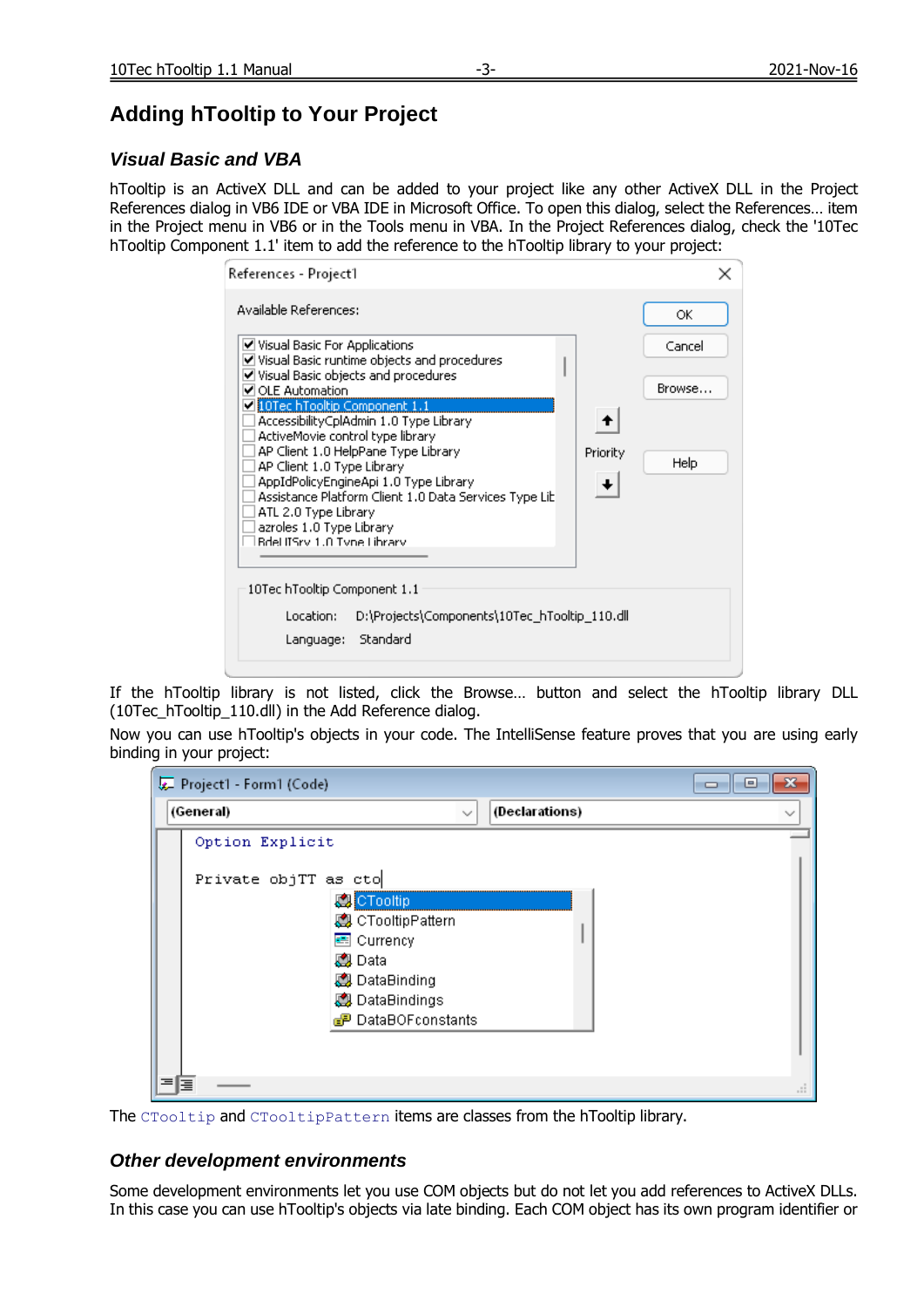## Adding hTooltip to Your Project

### *Visual Basic and VBA*

hTooltip is an ActiveX DLL and can be added to your project like any other ActiveX DLL in the Project References dialog in VB6 IDE or VBA IDE in Microsoft Office. To open this dialog, select the References… item in the Project menu in VB6 or in the Tools menu in VBA. In the Project References dialog, check the '10Tec hTooltip Component 1.1' item to add the reference to the hTooltip library to your project:

If the hTooltip library is not listed, click the Browse… button and select the hTooltip library DLL (10Tec_hTooltip_110.dll) in the Add Reference dialog.

Now you can use hTooltip's objects in your code. The IntelliSense feature proves that you are using early binding in your project:

The `CTooltip` and `CTooltipPattern` items are classes from the hTooltip library.

### *Other development environments*

Some development environments let you use COM objects but do not let you add references to ActiveX DLLs. In this case you can use hTooltip's objects via late binding. Each COM object has its own program identifier or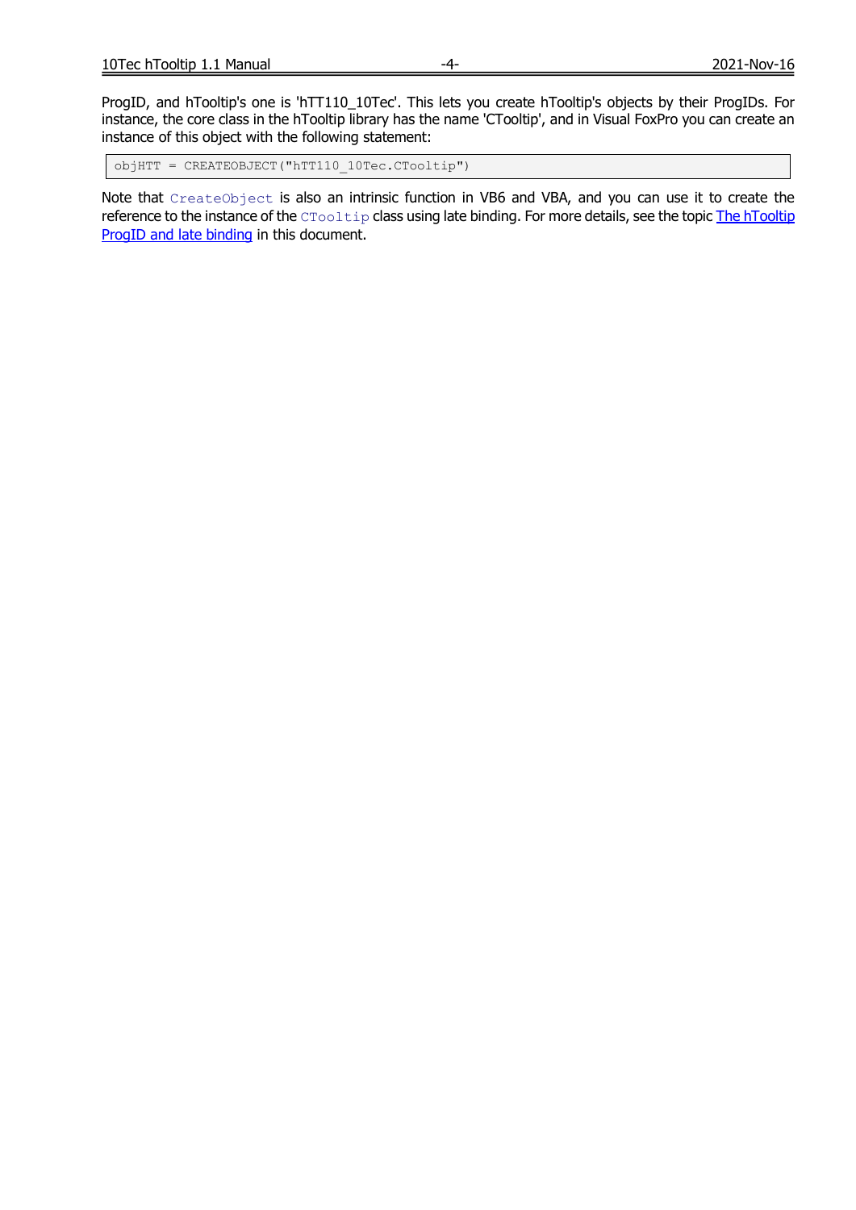ProgID, and hTooltip's one is 'hTT110_10Tec'. This lets you create hTooltip's objects by their ProgIDs. For instance, the core class in the hTooltip library has the name 'CTooltip', and in Visual FoxPro you can create an instance of this object with the following statement:

```
objHTT = CREATEOBJECT("hTT110_10Tec.CTooltip")
```

Note that `CreateObject` is also an intrinsic function in VB6 and VBA, and you can use it to create the reference to the instance of the `CTooltip` class using late binding. For more details, see the topic The hTooltip ProgID and late binding in this document.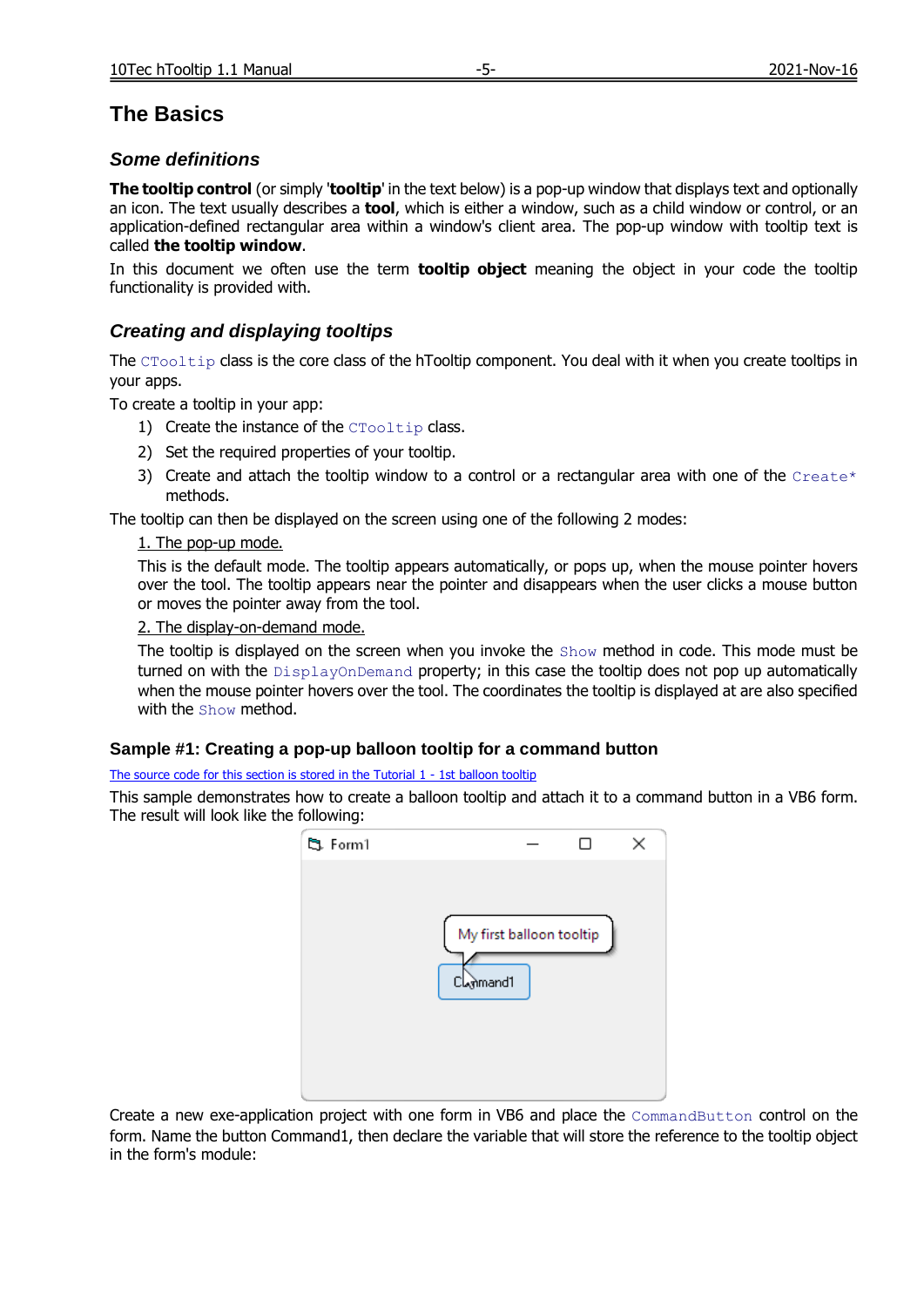## The Basics

### *Some definitions*

**The tooltip control** (or simply '**tooltip**' in the text below) is a pop-up window that displays text and optionally an icon. The text usually describes a **tool**, which is either a window, such as a child window or control, or an application-defined rectangular area within a window's client area. The pop-up window with tooltip text is called **the tooltip window**.

In this document we often use the term **tooltip object** meaning the object in your code the tooltip functionality is provided with.

### *Creating and displaying tooltips*

The `CTooltip` class is the core class of the hTooltip component. You deal with it when you create tooltips in your apps.

To create a tooltip in your app:

1) Create the instance of the `CTooltip` class.
2) Set the required properties of your tooltip.
3) Create and attach the tooltip window to a control or a rectangular area with one of the `Create*` methods.

The tooltip can then be displayed on the screen using one of the following 2 modes:

1. The pop-up mode.

This is the default mode. The tooltip appears automatically, or pops up, when the mouse pointer hovers over the tool. The tooltip appears near the pointer and disappears when the user clicks a mouse button or moves the pointer away from the tool.

2. The display-on-demand mode.

The tooltip is displayed on the screen when you invoke the `Show` method in code. This mode must be turned on with the `DisplayOnDemand` property; in this case the tooltip does not pop up automatically when the mouse pointer hovers over the tool. The coordinates the tooltip is displayed at are also specified with the `Show` method.

### Sample #1: Creating a pop-up balloon tooltip for a command button

The source code for this section is stored in the Tutorial 1 - 1st balloon tooltip

This sample demonstrates how to create a balloon tooltip and attach it to a command button in a VB6 form. The result will look like the following:

Create a new exe-application project with one form in VB6 and place the `CommandButton` control on the form. Name the button Command1, then declare the variable that will store the reference to the tooltip object in the form's module: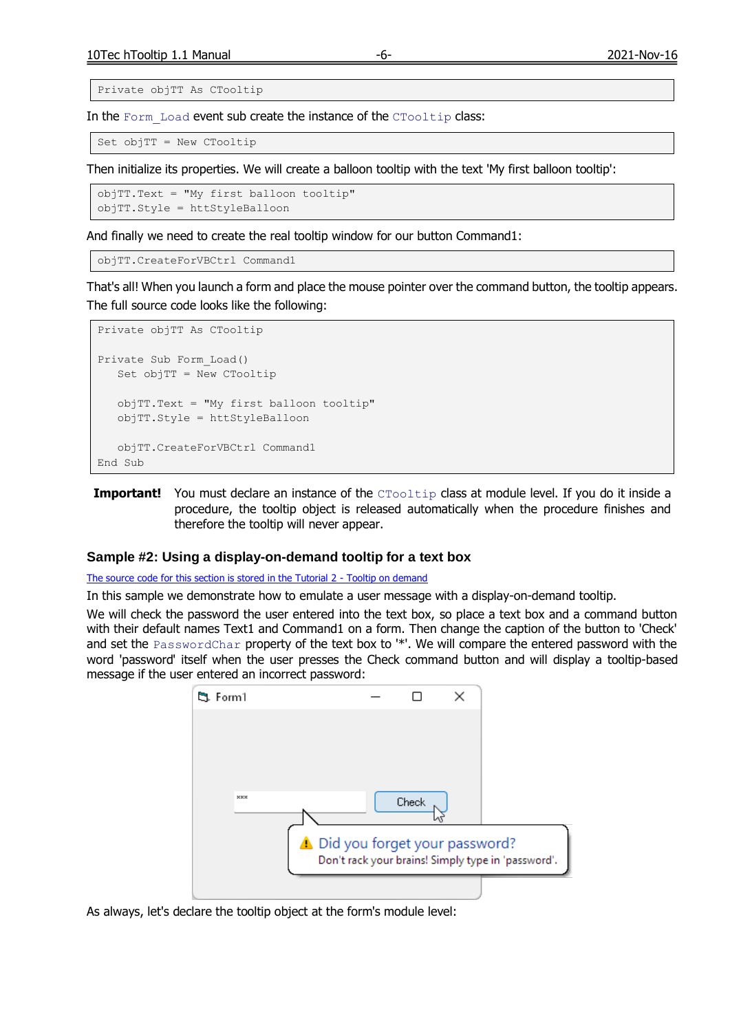```
Private objTT As CTooltip
```

In the `Form_Load` event sub create the instance of the `CTooltip` class:

```
Set objTT = New CTooltip
```

Then initialize its properties. We will create a balloon tooltip with the text 'My first balloon tooltip':

```
objTT.Text = "My first balloon tooltip"
objTT.Style = httStyleBalloon
```

And finally we need to create the real tooltip window for our button Command1:

```
objTT.CreateForVBCtrl Command1
```

That's all! When you launch a form and place the mouse pointer over the command button, the tooltip appears. The full source code looks like the following:

```
Private objTT As CTooltip

Private Sub Form_Load()
   Set objTT = New CTooltip

   objTT.Text = "My first balloon tooltip"
   objTT.Style = httStyleBalloon

   objTT.CreateForVBCtrl Command1
End Sub
```

**Important!** You must declare an instance of the `CTooltip` class at module level. If you do it inside a procedure, the tooltip object is released automatically when the procedure finishes and therefore the tooltip will never appear.

### Sample #2: Using a display-on-demand tooltip for a text box

The source code for this section is stored in the Tutorial 2 - Tooltip on demand

In this sample we demonstrate how to emulate a user message with a display-on-demand tooltip.

We will check the password the user entered into the text box, so place a text box and a command button with their default names Text1 and Command1 on a form. Then change the caption of the button to 'Check' and set the `PasswordChar` property of the text box to '*'. We will compare the entered password with the word 'password' itself when the user presses the Check command button and will display a tooltip-based message if the user entered an incorrect password:

As always, let's declare the tooltip object at the form's module level: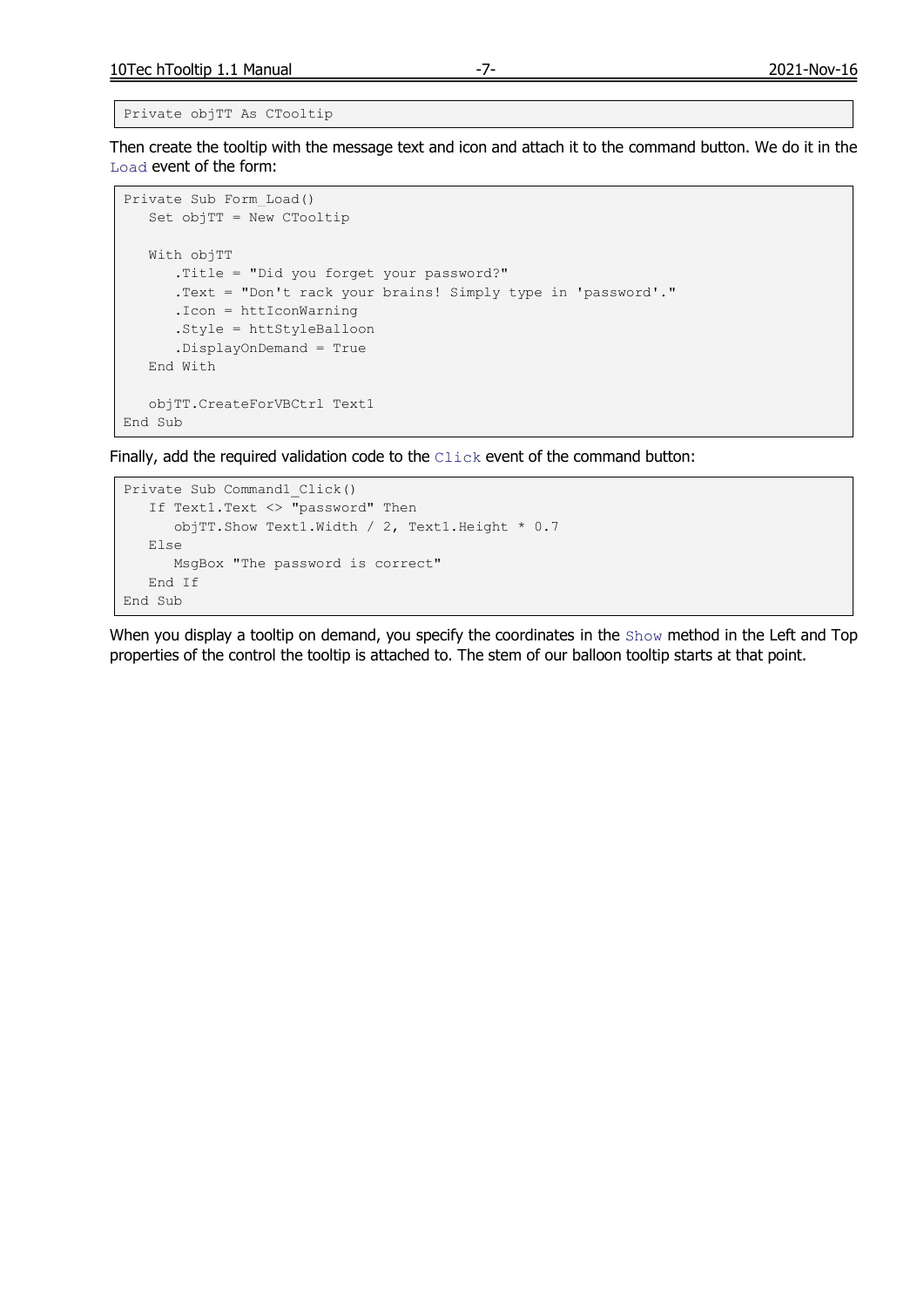```
Private objTT As CTooltip
```

Then create the tooltip with the message text and icon and attach it to the command button. We do it in the `Load` event of the form:

```
Private Sub Form_Load()
   Set objTT = New CTooltip

   With objTT
      .Title = "Did you forget your password?"
      .Text = "Don't rack your brains! Simply type in 'password'."
      .Icon = httIconWarning
      .Style = httStyleBalloon
      .DisplayOnDemand = True
   End With

   objTT.CreateForVBCtrl Text1
End Sub
```

Finally, add the required validation code to the `Click` event of the command button:

```
Private Sub Command1_Click()
   If Text1.Text <> "password" Then
      objTT.Show Text1.Width / 2, Text1.Height * 0.7
   Else
      MsgBox "The password is correct"
   End If
End Sub
```

When you display a tooltip on demand, you specify the coordinates in the `Show` method in the Left and Top properties of the control the tooltip is attached to. The stem of our balloon tooltip starts at that point.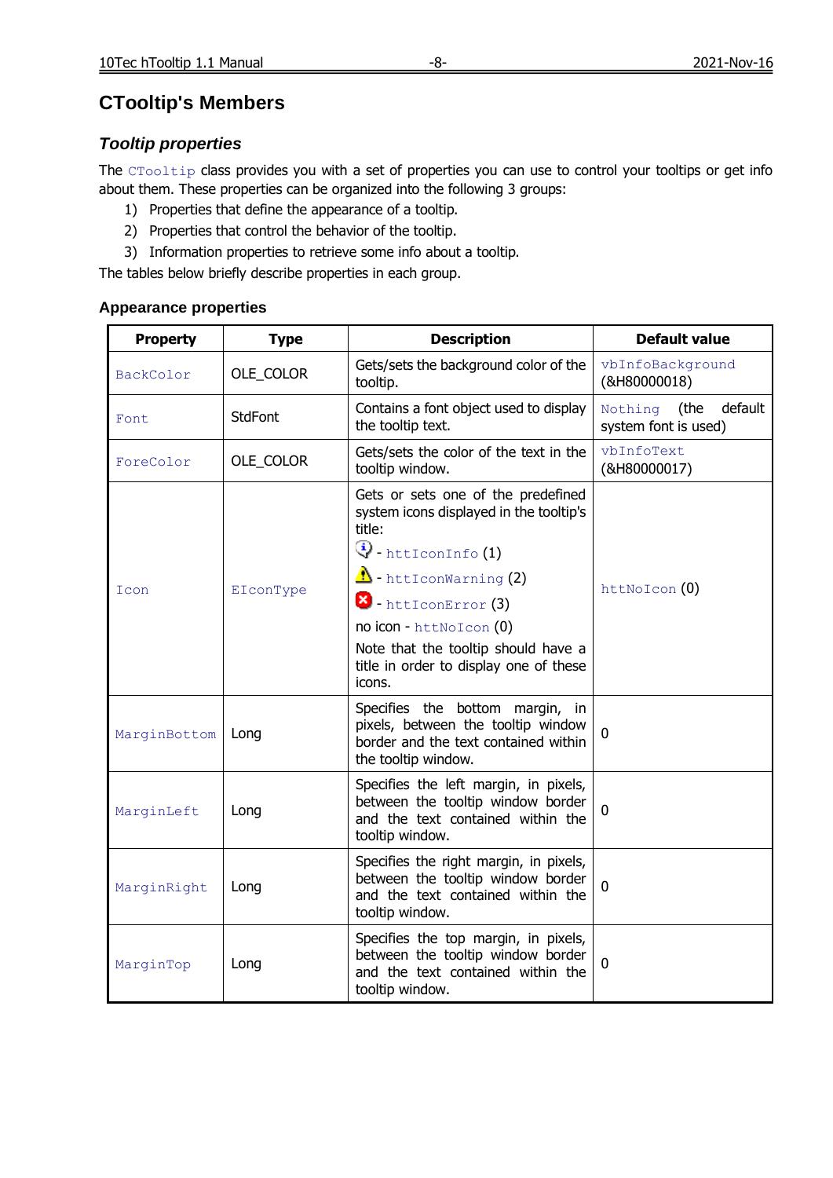## CTooltip's Members

### *Tooltip properties*

The `CTooltip` class provides you with a set of properties you can use to control your tooltips or get info about them. These properties can be organized into the following 3 groups:

1) Properties that define the appearance of a tooltip.
2) Properties that control the behavior of the tooltip.
3) Information properties to retrieve some info about a tooltip.

The tables below briefly describe properties in each group.

#### Appearance properties

| Property | Type | Description | Default value |
|---|---|---|---|
| `BackColor` | OLE_COLOR | Gets/sets the background color of the tooltip. | `vbInfoBackground` (&H80000018) |
| `Font` | StdFont | Contains a font object used to display the tooltip text. | `Nothing` (the default system font is used) |
| `ForeColor` | OLE_COLOR | Gets/sets the color of the text in the tooltip window. | `vbInfoText` (&H80000017) |
| `Icon` | `EIconType` | Gets or sets one of the predefined system icons displayed in the tooltip's title:<br>- `httIconInfo` (1)<br>- `httIconWarning` (2)<br>- `httIconError` (3)<br>no icon - `httNoIcon` (0)<br>Note that the tooltip should have a title in order to display one of these icons. | `httNoIcon` (0) |
| `MarginBottom` | Long | Specifies the bottom margin, in pixels, between the tooltip window border and the text contained within the tooltip window. | 0 |
| `MarginLeft` | Long | Specifies the left margin, in pixels, between the tooltip window border and the text contained within the tooltip window. | 0 |
| `MarginRight` | Long | Specifies the right margin, in pixels, between the tooltip window border and the text contained within the tooltip window. | 0 |
| `MarginTop` | Long | Specifies the top margin, in pixels, between the tooltip window border and the text contained within the tooltip window. | 0 |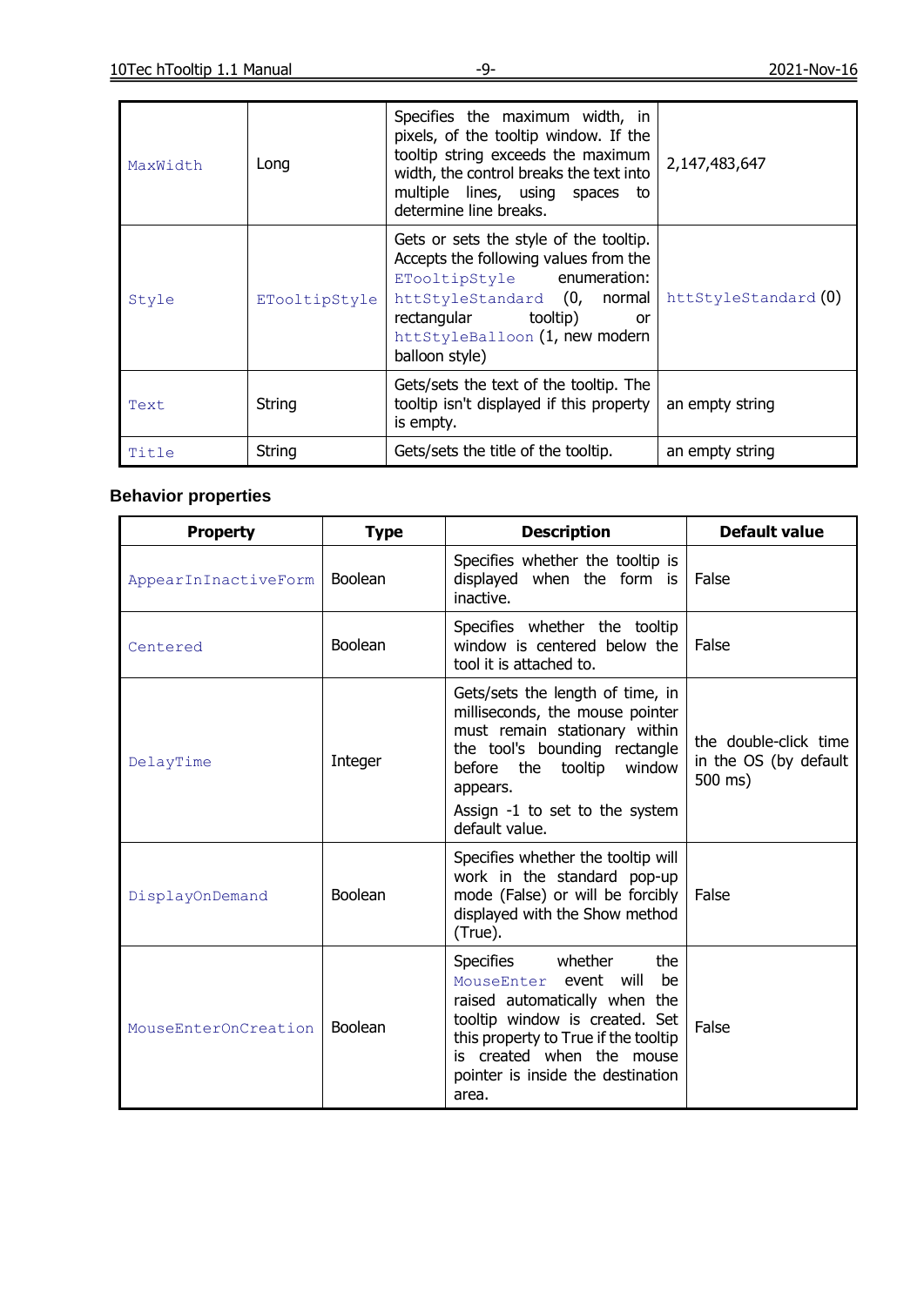| | | | |
|---|---|---|---|
| MaxWidth | Long | Specifies the maximum width, in pixels, of the tooltip window. If the tooltip string exceeds the maximum width, the control breaks the text into multiple lines, using spaces to determine line breaks. | 2,147,483,647 |
| Style | ETooltipStyle | Gets or sets the style of the tooltip. Accepts the following values from the ETooltipStyle enumeration: httStyleStandard (0, normal rectangular tooltip) or httStyleBalloon (1, new modern balloon style) | httStyleStandard (0) |
| Text | String | Gets/sets the text of the tooltip. The tooltip isn't displayed if this property is empty. | an empty string |
| Title | String | Gets/sets the title of the tooltip. | an empty string |

### Behavior properties

| Property | Type | Description | Default value |
|---|---|---|---|
| AppearInInactiveForm | Boolean | Specifies whether the tooltip is displayed when the form is inactive. | False |
| Centered | Boolean | Specifies whether the tooltip window is centered below the tool it is attached to. | False |
| DelayTime | Integer | Gets/sets the length of time, in milliseconds, the mouse pointer must remain stationary within the tool's bounding rectangle before the tooltip window appears.<br>Assign -1 to set to the system default value. | the double-click time in the OS (by default 500 ms) |
| DisplayOnDemand | Boolean | Specifies whether the tooltip will work in the standard pop-up mode (False) or will be forcibly displayed with the Show method (True). | False |
| MouseEnterOnCreation | Boolean | Specifies whether the MouseEnter event will be raised automatically when the tooltip window is created. Set this property to True if the tooltip is created when the mouse pointer is inside the destination area. | False |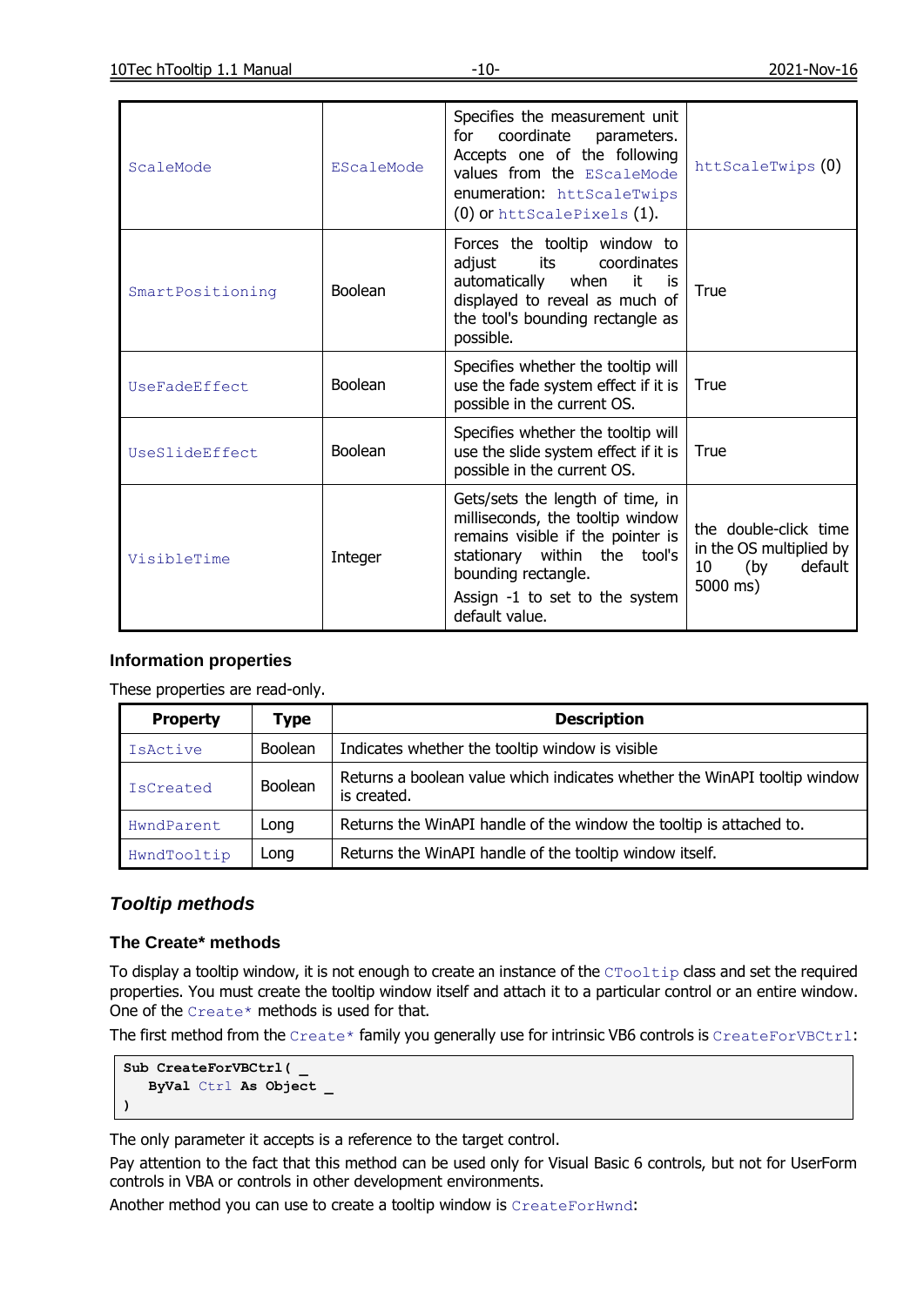| | | | |
|---|---|---|---|
| ScaleMode | EScaleMode | Specifies the measurement unit for coordinate parameters. Accepts one of the following values from the EScaleMode enumeration: httScaleTwips (0) or httScalePixels (1). | httScaleTwips (0) |
| SmartPositioning | Boolean | Forces the tooltip window to adjust its coordinates automatically when it is displayed to reveal as much of the tool's bounding rectangle as possible. | True |
| UseFadeEffect | Boolean | Specifies whether the tooltip will use the fade system effect if it is possible in the current OS. | True |
| UseSlideEffect | Boolean | Specifies whether the tooltip will use the slide system effect if it is possible in the current OS. | True |
| VisibleTime | Integer | Gets/sets the length of time, in milliseconds, the tooltip window remains visible if the pointer is stationary within the tool's bounding rectangle.<br>Assign -1 to set to the system default value. | the double-click time in the OS multiplied by 10 (by default 5000 ms) |

### Information properties

These properties are read-only.

| Property | Type | Description |
|---|---|---|
| IsActive | Boolean | Indicates whether the tooltip window is visible |
| IsCreated | Boolean | Returns a boolean value which indicates whether the WinAPI tooltip window is created. |
| HwndParent | Long | Returns the WinAPI handle of the window the tooltip is attached to. |
| HwndTooltip | Long | Returns the WinAPI handle of the tooltip window itself. |

## *Tooltip methods*

### The Create* methods

To display a tooltip window, it is not enough to create an instance of the CTooltip class and set the required properties. You must create the tooltip window itself and attach it to a particular control or an entire window. One of the Create* methods is used for that.

The first method from the Create* family you generally use for intrinsic VB6 controls is CreateForVBCtrl:

```
Sub CreateForVBCtrl( _
   ByVal Ctrl As Object _
)
```

The only parameter it accepts is a reference to the target control.

Pay attention to the fact that this method can be used only for Visual Basic 6 controls, but not for UserForm controls in VBA or controls in other development environments.

Another method you can use to create a tooltip window is CreateForHwnd: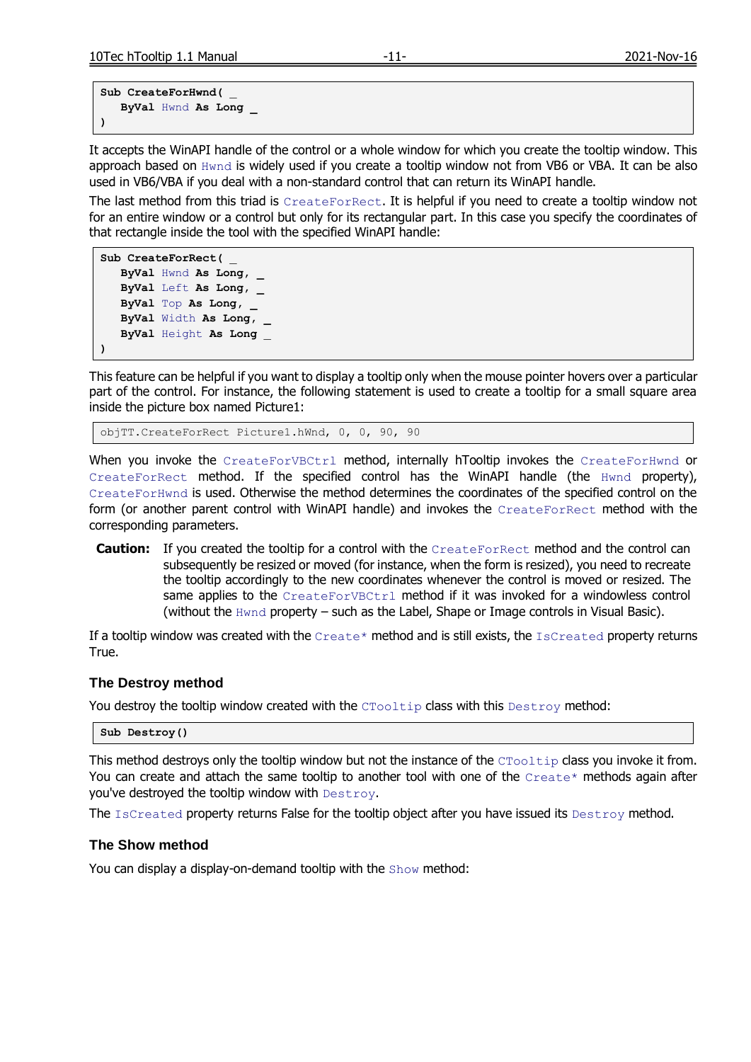```
Sub CreateForHwnd( _
   ByVal Hwnd As Long _
)
```

It accepts the WinAPI handle of the control or a whole window for which you create the tooltip window. This approach based on `Hwnd` is widely used if you create a tooltip window not from VB6 or VBA. It can be also used in VB6/VBA if you deal with a non-standard control that can return its WinAPI handle.

The last method from this triad is `CreateForRect`. It is helpful if you need to create a tooltip window not for an entire window or a control but only for its rectangular part. In this case you specify the coordinates of that rectangle inside the tool with the specified WinAPI handle:

```
Sub CreateForRect( _
   ByVal Hwnd As Long, _
   ByVal Left As Long, _
   ByVal Top As Long, _
   ByVal Width As Long, _
   ByVal Height As Long _
)
```

This feature can be helpful if you want to display a tooltip only when the mouse pointer hovers over a particular part of the control. For instance, the following statement is used to create a tooltip for a small square area inside the picture box named Picture1:

```
objTT.CreateForRect Picture1.hWnd, 0, 0, 90, 90
```

When you invoke the `CreateForVBCtrl` method, internally hTooltip invokes the `CreateForHwnd` or `CreateForRect` method. If the specified control has the WinAPI handle (the `Hwnd` property), `CreateForHwnd` is used. Otherwise the method determines the coordinates of the specified control on the form (or another parent control with WinAPI handle) and invokes the `CreateForRect` method with the corresponding parameters.

**Caution:** If you created the tooltip for a control with the `CreateForRect` method and the control can subsequently be resized or moved (for instance, when the form is resized), you need to recreate the tooltip accordingly to the new coordinates whenever the control is moved or resized. The same applies to the `CreateForVBCtrl` method if it was invoked for a windowless control (without the `Hwnd` property – such as the Label, Shape or Image controls in Visual Basic).

If a tooltip window was created with the `Create*` method and is still exists, the `IsCreated` property returns True.

### The Destroy method

You destroy the tooltip window created with the `CTooltip` class with this `Destroy` method:

```
Sub Destroy()
```

This method destroys only the tooltip window but not the instance of the `CTooltip` class you invoke it from. You can create and attach the same tooltip to another tool with one of the `Create*` methods again after you've destroyed the tooltip window with `Destroy`.

The `IsCreated` property returns False for the tooltip object after you have issued its `Destroy` method.

### The Show method

You can display a display-on-demand tooltip with the `Show` method: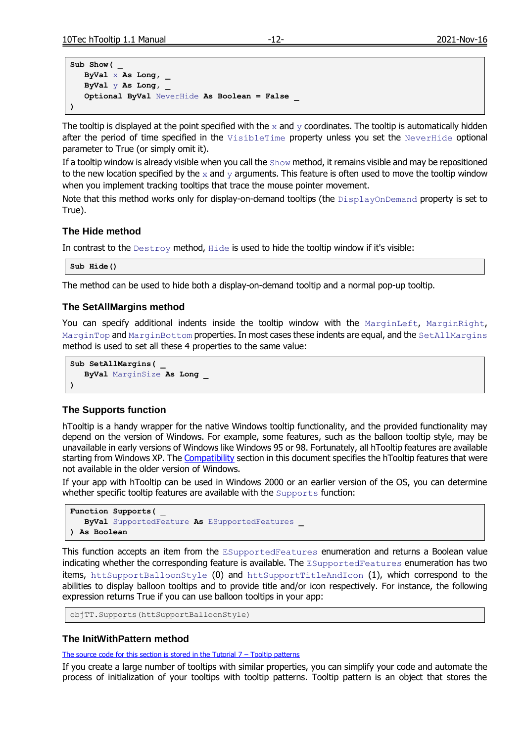```
Sub Show( _
   ByVal x As Long, _
   ByVal y As Long, _
   Optional ByVal NeverHide As Boolean = False _
)
```

The tooltip is displayed at the point specified with the `x` and `y` coordinates. The tooltip is automatically hidden after the period of time specified in the `VisibleTime` property unless you set the `NeverHide` optional parameter to True (or simply omit it).

If a tooltip window is already visible when you call the `Show` method, it remains visible and may be repositioned to the new location specified by the `x` and `y` arguments. This feature is often used to move the tooltip window when you implement tracking tooltips that trace the mouse pointer movement.

Note that this method works only for display-on-demand tooltips (the `DisplayOnDemand` property is set to True).

### The Hide method

In contrast to the `Destroy` method, `Hide` is used to hide the tooltip window if it's visible:

```
Sub Hide()
```

The method can be used to hide both a display-on-demand tooltip and a normal pop-up tooltip.

### The SetAllMargins method

You can specify additional indents inside the tooltip window with the `MarginLeft`, `MarginRight`, `MarginTop` and `MarginBottom` properties. In most cases these indents are equal, and the `SetAllMargins` method is used to set all these 4 properties to the same value:

```
Sub SetAllMargins( _
   ByVal MarginSize As Long _
)
```

### The Supports function

hTooltip is a handy wrapper for the native Windows tooltip functionality, and the provided functionality may depend on the version of Windows. For example, some features, such as the balloon tooltip style, may be unavailable in early versions of Windows like Windows 95 or 98. Fortunately, all hTooltip features are available starting from Windows XP. The Compatibility section in this document specifies the hTooltip features that were not available in the older version of Windows.

If your app with hTooltip can be used in Windows 2000 or an earlier version of the OS, you can determine whether specific tooltip features are available with the `Supports` function:

```
Function Supports( _
   ByVal SupportedFeature As ESupportedFeatures _
) As Boolean
```

This function accepts an item from the `ESupportedFeatures` enumeration and returns a Boolean value indicating whether the corresponding feature is available. The `ESupportedFeatures` enumeration has two items, `httSupportBalloonStyle` (0) and `httSupportTitleAndIcon` (1), which correspond to the abilities to display balloon tooltips and to provide title and/or icon respectively. For instance, the following expression returns True if you can use balloon tooltips in your app:

```
objTT.Supports(httSupportBalloonStyle)
```

### The InitWithPattern method

The source code for this section is stored in the Tutorial 7 – Tooltip patterns

If you create a large number of tooltips with similar properties, you can simplify your code and automate the process of initialization of your tooltips with tooltip patterns. Tooltip pattern is an object that stores the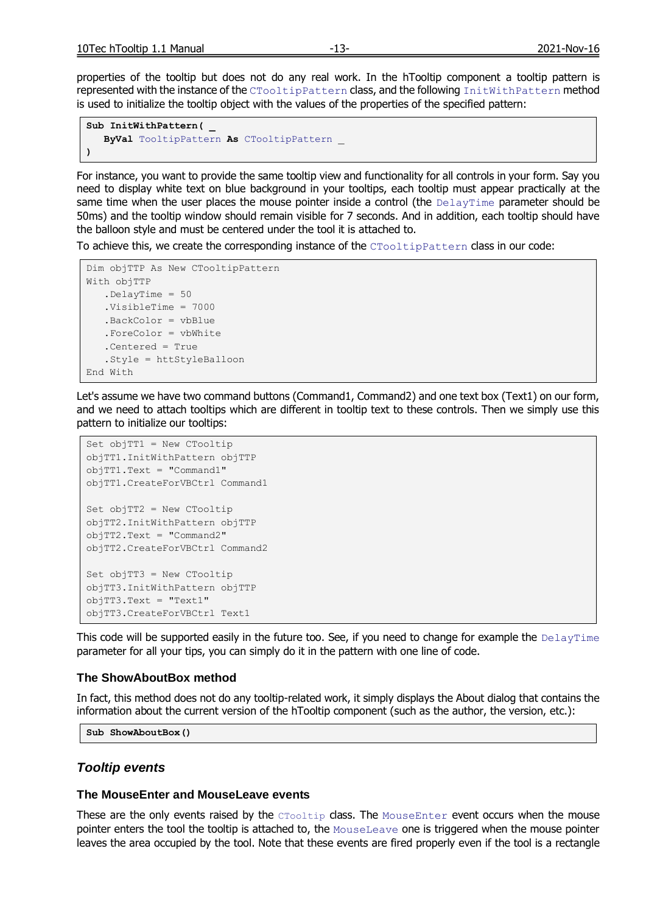properties of the tooltip but does not do any real work. In the hTooltip component a tooltip pattern is represented with the instance of the CTooltipPattern class, and the following InitWithPattern method is used to initialize the tooltip object with the values of the properties of the specified pattern:

```
Sub InitWithPattern( _
   ByVal TooltipPattern As CTooltipPattern _
)
```

For instance, you want to provide the same tooltip view and functionality for all controls in your form. Say you need to display white text on blue background in your tooltips, each tooltip must appear practically at the same time when the user places the mouse pointer inside a control (the DelayTime parameter should be 50ms) and the tooltip window should remain visible for 7 seconds. And in addition, each tooltip should have the balloon style and must be centered under the tool it is attached to.

To achieve this, we create the corresponding instance of the CTooltipPattern class in our code:

```
Dim objTTP As New CTooltipPattern
With objTTP
   .DelayTime = 50
   .VisibleTime = 7000
   .BackColor = vbBlue
   .ForeColor = vbWhite
   .Centered = True
   .Style = httStyleBalloon
End With
```

Let's assume we have two command buttons (Command1, Command2) and one text box (Text1) on our form, and we need to attach tooltips which are different in tooltip text to these controls. Then we simply use this pattern to initialize our tooltips:

```
Set objTT1 = New CTooltip
objTT1.InitWithPattern objTTP
objTT1.Text = "Command1"
objTT1.CreateForVBCtrl Command1

Set objTT2 = New CTooltip
objTT2.InitWithPattern objTTP
objTT2.Text = "Command2"
objTT2.CreateForVBCtrl Command2

Set objTT3 = New CTooltip
objTT3.InitWithPattern objTTP
objTT3.Text = "Text1"
objTT3.CreateForVBCtrl Text1
```

This code will be supported easily in the future too. See, if you need to change for example the DelayTime parameter for all your tips, you can simply do it in the pattern with one line of code.

### The ShowAboutBox method

In fact, this method does not do any tooltip-related work, it simply displays the About dialog that contains the information about the current version of the hTooltip component (such as the author, the version, etc.):

```
Sub ShowAboutBox()
```

## *Tooltip events*

### The MouseEnter and MouseLeave events

These are the only events raised by the CTooltip class. The MouseEnter event occurs when the mouse pointer enters the tool the tooltip is attached to, the MouseLeave one is triggered when the mouse pointer leaves the area occupied by the tool. Note that these events are fired properly even if the tool is a rectangle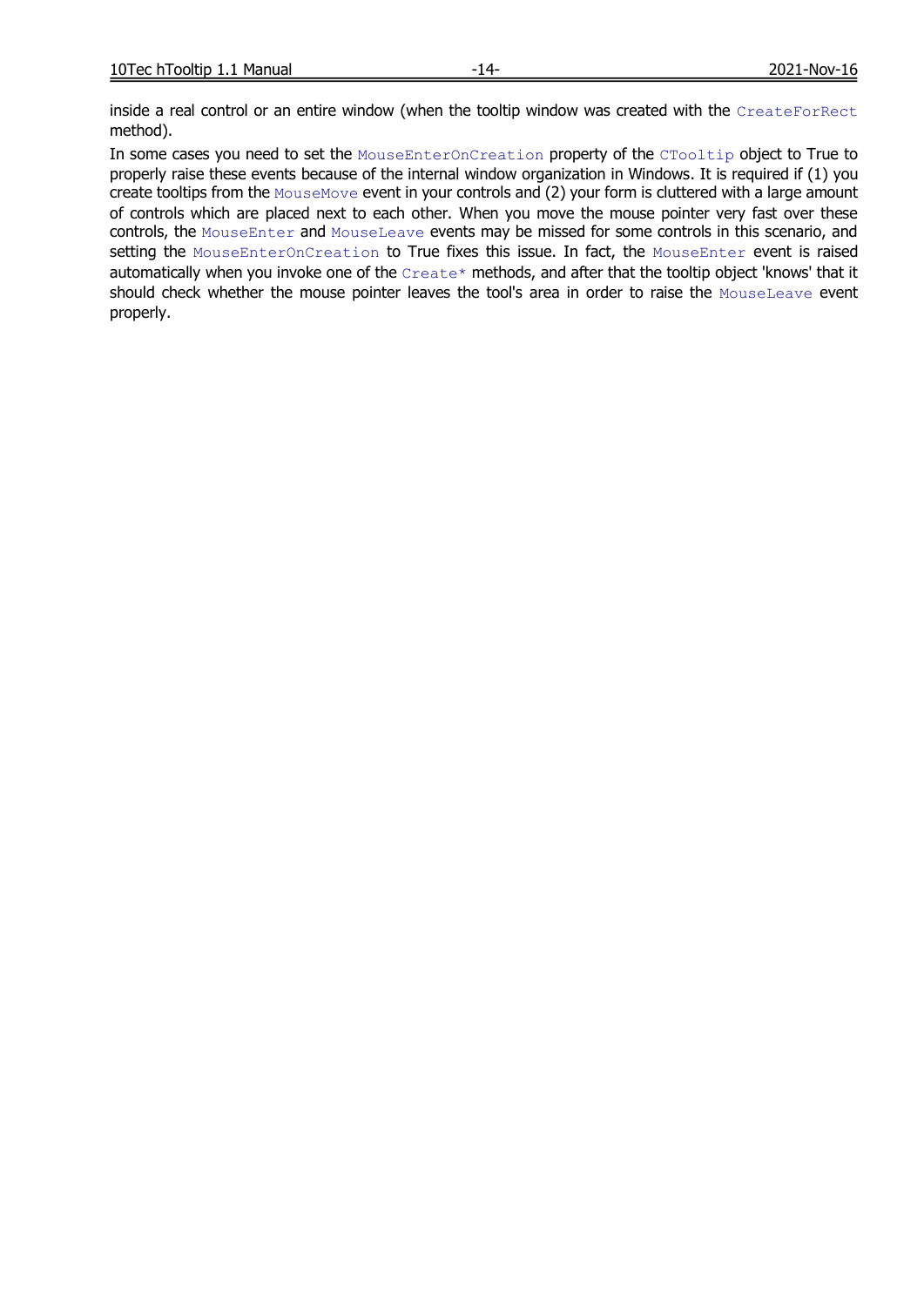inside a real control or an entire window (when the tooltip window was created with the `CreateForRect` method).

In some cases you need to set the `MouseEnterOnCreation` property of the `CTooltip` object to True to properly raise these events because of the internal window organization in Windows. It is required if (1) you create tooltips from the `MouseMove` event in your controls and (2) your form is cluttered with a large amount of controls which are placed next to each other. When you move the mouse pointer very fast over these controls, the `MouseEnter` and `MouseLeave` events may be missed for some controls in this scenario, and setting the `MouseEnterOnCreation` to True fixes this issue. In fact, the `MouseEnter` event is raised automatically when you invoke one of the `Create*` methods, and after that the tooltip object 'knows' that it should check whether the mouse pointer leaves the tool's area in order to raise the `MouseLeave` event properly.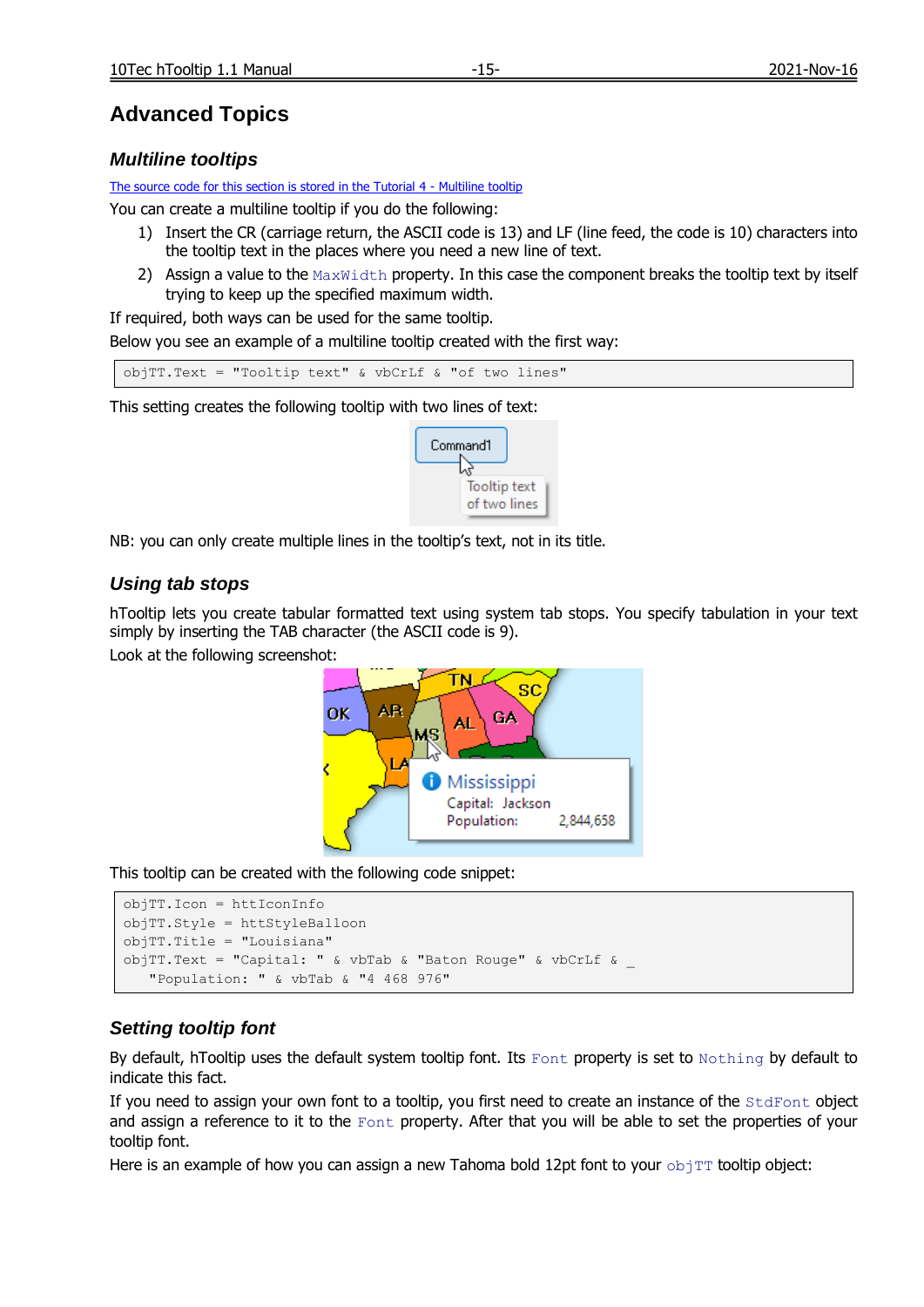# Advanced Topics

## *Multiline tooltips*

[The source code for this section is stored in the Tutorial 4 - Multiline tooltip]

You can create a multiline tooltip if you do the following:

1) Insert the CR (carriage return, the ASCII code is 13) and LF (line feed, the code is 10) characters into the tooltip text in the places where you need a new line of text.
2) Assign a value to the `MaxWidth` property. In this case the component breaks the tooltip text by itself trying to keep up the specified maximum width.

If required, both ways can be used for the same tooltip.

Below you see an example of a multiline tooltip created with the first way:

```
objTT.Text = "Tooltip text" & vbCrLf & "of two lines"
```

This setting creates the following tooltip with two lines of text:

NB: you can only create multiple lines in the tooltip's text, not in its title.

## *Using tab stops*

hTooltip lets you create tabular formatted text using system tab stops. You specify tabulation in your text simply by inserting the TAB character (the ASCII code is 9).

Look at the following screenshot:

This tooltip can be created with the following code snippet:

```
objTT.Icon = httIconInfo
objTT.Style = httStyleBalloon
objTT.Title = "Louisiana"
objTT.Text = "Capital: " & vbTab & "Baton Rouge" & vbCrLf & _
   "Population: " & vbTab & "4 468 976"
```

## *Setting tooltip font*

By default, hTooltip uses the default system tooltip font. Its `Font` property is set to `Nothing` by default to indicate this fact.

If you need to assign your own font to a tooltip, you first need to create an instance of the `StdFont` object and assign a reference to it to the `Font` property. After that you will be able to set the properties of your tooltip font.

Here is an example of how you can assign a new Tahoma bold 12pt font to your `objTT` tooltip object: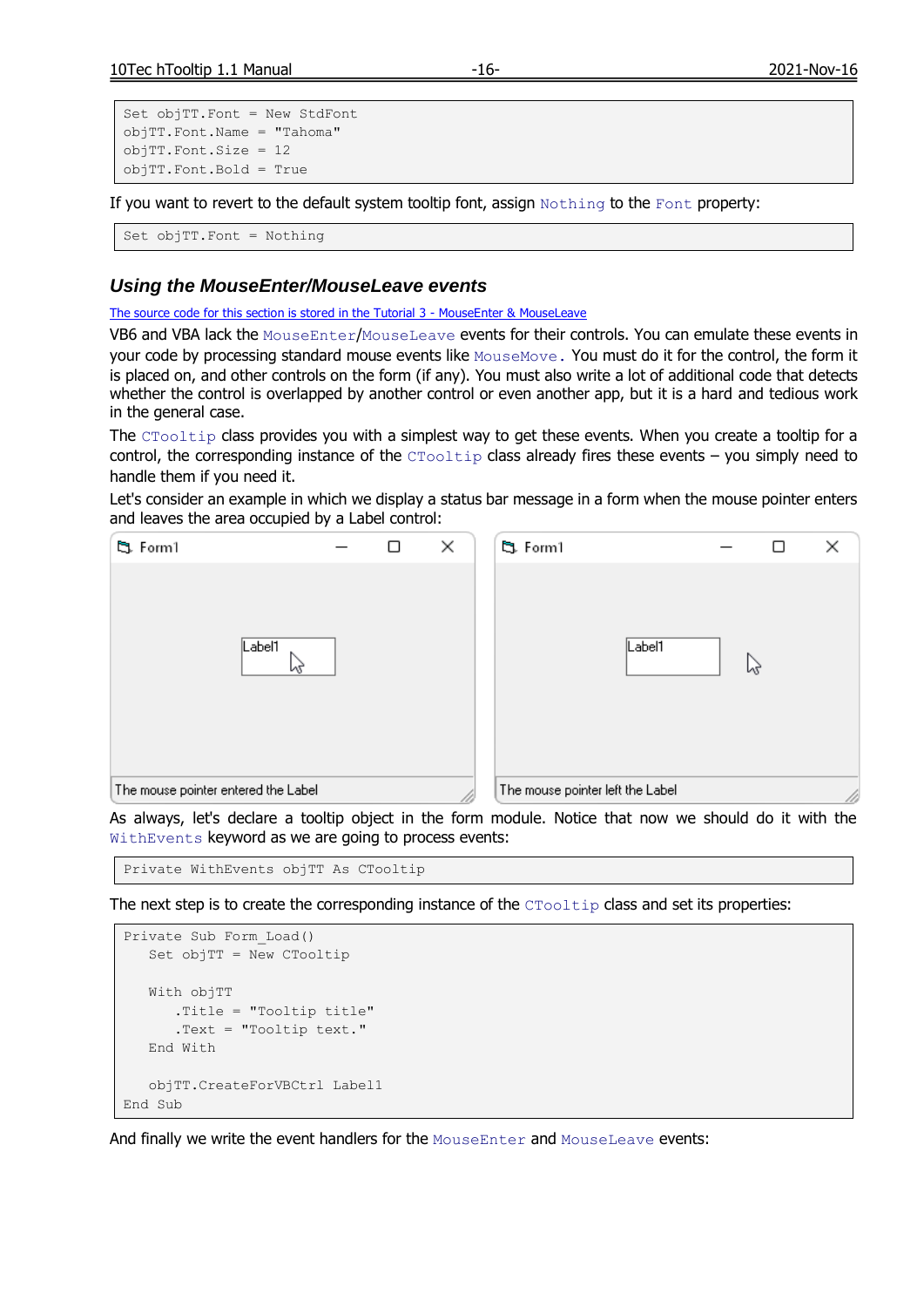```
Set objTT.Font = New StdFont
objTT.Font.Name = "Tahoma"
objTT.Font.Size = 12
objTT.Font.Bold = True
```

If you want to revert to the default system tooltip font, assign `Nothing` to the `Font` property:

```
Set objTT.Font = Nothing
```

### *Using the MouseEnter/MouseLeave events*

The source code for this section is stored in the Tutorial 3 - MouseEnter & MouseLeave

VB6 and VBA lack the `MouseEnter`/`MouseLeave` events for their controls. You can emulate these events in your code by processing standard mouse events like `MouseMove`. You must do it for the control, the form it is placed on, and other controls on the form (if any). You must also write a lot of additional code that detects whether the control is overlapped by another control or even another app, but it is a hard and tedious work in the general case.

The `CTooltip` class provides you with a simplest way to get these events. When you create a tooltip for a control, the corresponding instance of the `CTooltip` class already fires these events – you simply need to handle them if you need it.

Let's consider an example in which we display a status bar message in a form when the mouse pointer enters and leaves the area occupied by a Label control:

As always, let's declare a tooltip object in the form module. Notice that now we should do it with the `WithEvents` keyword as we are going to process events:

```
Private WithEvents objTT As CTooltip
```

The next step is to create the corresponding instance of the `CTooltip` class and set its properties:

```
Private Sub Form_Load()
   Set objTT = New CTooltip

   With objTT
      .Title = "Tooltip title"
      .Text = "Tooltip text."
   End With

   objTT.CreateForVBCtrl Label1
End Sub
```

And finally we write the event handlers for the `MouseEnter` and `MouseLeave` events: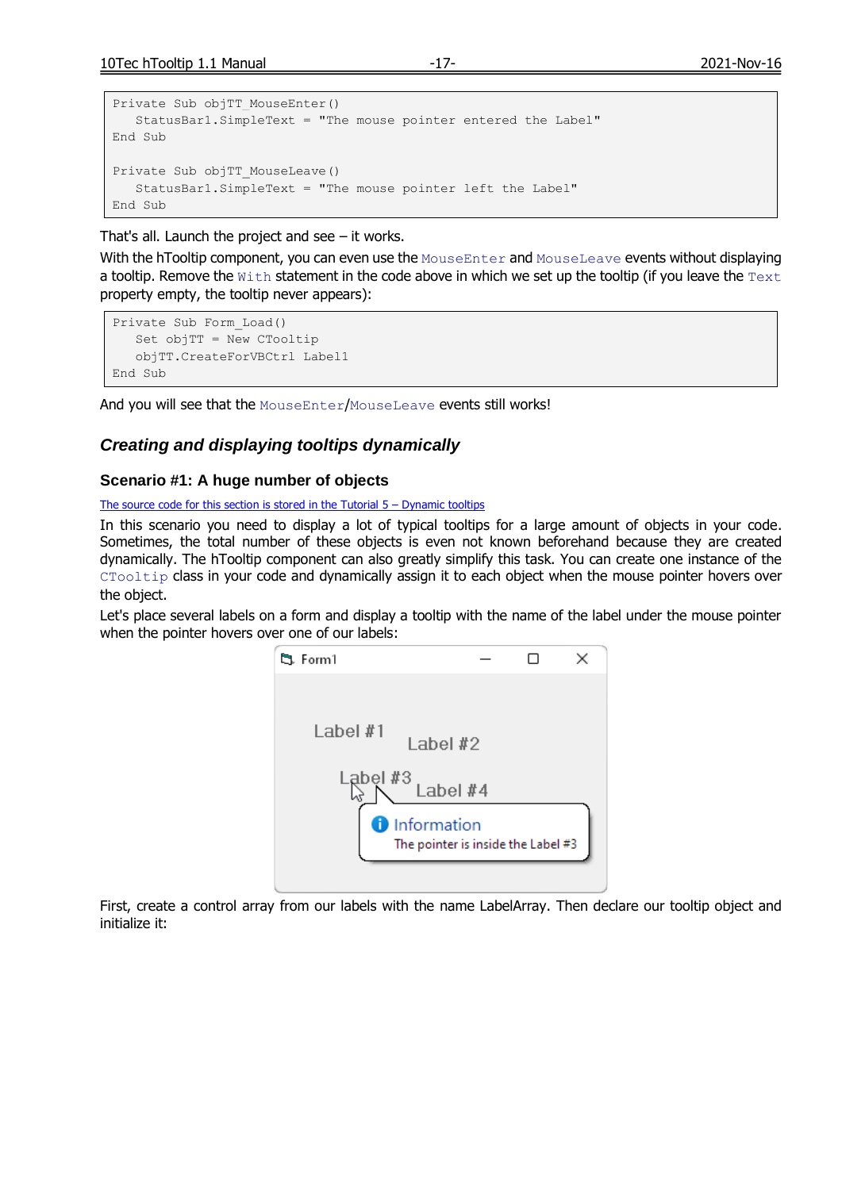```
Private Sub objTT_MouseEnter()
   StatusBar1.SimpleText = "The mouse pointer entered the Label"
End Sub

Private Sub objTT_MouseLeave()
   StatusBar1.SimpleText = "The mouse pointer left the Label"
End Sub
```

That's all. Launch the project and see – it works.

With the hTooltip component, you can even use the `MouseEnter` and `MouseLeave` events without displaying a tooltip. Remove the `With` statement in the code above in which we set up the tooltip (if you leave the `Text` property empty, the tooltip never appears):

```
Private Sub Form_Load()
   Set objTT = New CTooltip
   objTT.CreateForVBCtrl Label1
End Sub
```

And you will see that the `MouseEnter`/`MouseLeave` events still works!

## *Creating and displaying tooltips dynamically*

### Scenario #1: A huge number of objects

The source code for this section is stored in the Tutorial 5 – Dynamic tooltips

In this scenario you need to display a lot of typical tooltips for a large amount of objects in your code. Sometimes, the total number of these objects is even not known beforehand because they are created dynamically. The hTooltip component can also greatly simplify this task. You can create one instance of the `CTooltip` class in your code and dynamically assign it to each object when the mouse pointer hovers over the object.

Let's place several labels on a form and display a tooltip with the name of the label under the mouse pointer when the pointer hovers over one of our labels:

First, create a control array from our labels with the name LabelArray. Then declare our tooltip object and initialize it: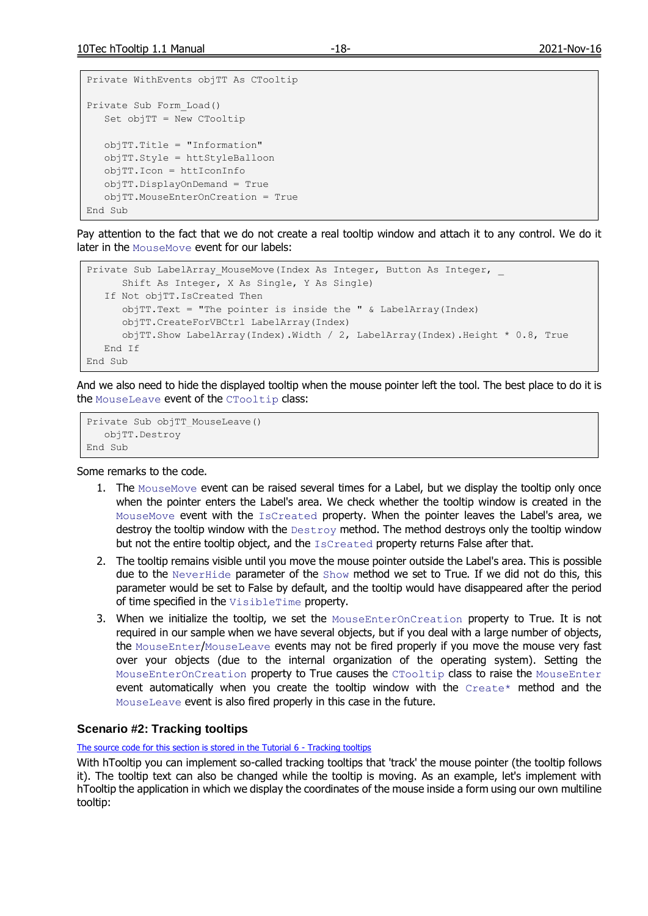```
Private WithEvents objTT As CTooltip

Private Sub Form_Load()
   Set objTT = New CTooltip

   objTT.Title = "Information"
   objTT.Style = httStyleBalloon
   objTT.Icon = httIconInfo
   objTT.DisplayOnDemand = True
   objTT.MouseEnterOnCreation = True
End Sub
```

Pay attention to the fact that we do not create a real tooltip window and attach it to any control. We do it later in the `MouseMove` event for our labels:

```
Private Sub LabelArray_MouseMove(Index As Integer, Button As Integer, _
      Shift As Integer, X As Single, Y As Single)
   If Not objTT.IsCreated Then
      objTT.Text = "The pointer is inside the " & LabelArray(Index)
      objTT.CreateForVBCtrl LabelArray(Index)
      objTT.Show LabelArray(Index).Width / 2, LabelArray(Index).Height * 0.8, True
   End If
End Sub
```

And we also need to hide the displayed tooltip when the mouse pointer left the tool. The best place to do it is the `MouseLeave` event of the `CTooltip` class:

```
Private Sub objTT_MouseLeave()
   objTT.Destroy
End Sub
```

Some remarks to the code.

1. The `MouseMove` event can be raised several times for a Label, but we display the tooltip only once when the pointer enters the Label's area. We check whether the tooltip window is created in the `MouseMove` event with the `IsCreated` property. When the pointer leaves the Label's area, we destroy the tooltip window with the `Destroy` method. The method destroys only the tooltip window but not the entire tooltip object, and the `IsCreated` property returns False after that.
2. The tooltip remains visible until you move the mouse pointer outside the Label's area. This is possible due to the `NeverHide` parameter of the `Show` method we set to True. If we did not do this, this parameter would be set to False by default, and the tooltip would have disappeared after the period of time specified in the `VisibleTime` property.
3. When we initialize the tooltip, we set the `MouseEnterOnCreation` property to True. It is not required in our sample when we have several objects, but if you deal with a large number of objects, the `MouseEnter`/`MouseLeave` events may not be fired properly if you move the mouse very fast over your objects (due to the internal organization of the operating system). Setting the `MouseEnterOnCreation` property to True causes the `CTooltip` class to raise the `MouseEnter` event automatically when you create the tooltip window with the `Create*` method and the `MouseLeave` event is also fired properly in this case in the future.

### Scenario #2: Tracking tooltips

The source code for this section is stored in the Tutorial 6 - Tracking tooltips

With hTooltip you can implement so-called tracking tooltips that 'track' the mouse pointer (the tooltip follows it). The tooltip text can also be changed while the tooltip is moving. As an example, let's implement with hTooltip the application in which we display the coordinates of the mouse inside a form using our own multiline tooltip: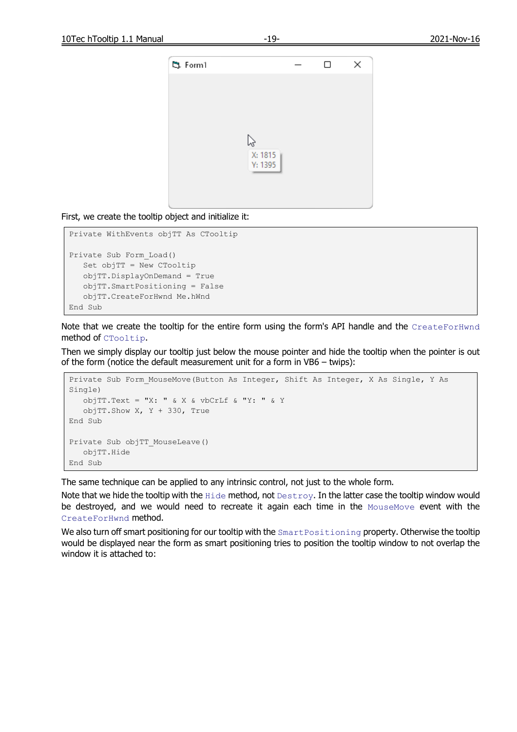First, we create the tooltip object and initialize it:

```
Private WithEvents objTT As CTooltip

Private Sub Form_Load()
   Set objTT = New CTooltip
   objTT.DisplayOnDemand = True
   objTT.SmartPositioning = False
   objTT.CreateForHwnd Me.hWnd
End Sub
```

Note that we create the tooltip for the entire form using the form's API handle and the `CreateForHwnd` method of `CTooltip`.

Then we simply display our tooltip just below the mouse pointer and hide the tooltip when the pointer is out of the form (notice the default measurement unit for a form in VB6 – twips):

```
Private Sub Form_MouseMove(Button As Integer, Shift As Integer, X As Single, Y As Single)
   objTT.Text = "X: " & X & vbCrLf & "Y: " & Y
   objTT.Show X, Y + 330, True
End Sub

Private Sub objTT_MouseLeave()
   objTT.Hide
End Sub
```

The same technique can be applied to any intrinsic control, not just to the whole form.

Note that we hide the tooltip with the `Hide` method, not `Destroy`. In the latter case the tooltip window would be destroyed, and we would need to recreate it again each time in the `MouseMove` event with the `CreateForHwnd` method.

We also turn off smart positioning for our tooltip with the `SmartPositioning` property. Otherwise the tooltip would be displayed near the form as smart positioning tries to position the tooltip window to not overlap the window it is attached to: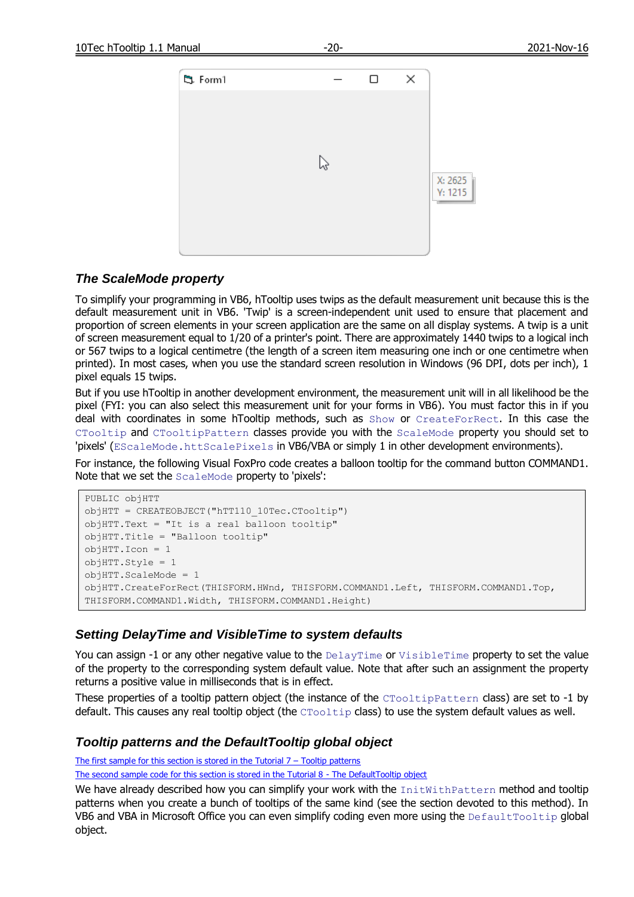X: 2625
Y: 1215

### *The ScaleMode property*

To simplify your programming in VB6, hTooltip uses twips as the default measurement unit because this is the default measurement unit in VB6. 'Twip' is a screen-independent unit used to ensure that placement and proportion of screen elements in your screen application are the same on all display systems. A twip is a unit of screen measurement equal to 1/20 of a printer's point. There are approximately 1440 twips to a logical inch or 567 twips to a logical centimetre (the length of a screen item measuring one inch or one centimetre when printed). In most cases, when you use the standard screen resolution in Windows (96 DPI, dots per inch), 1 pixel equals 15 twips.

But if you use hTooltip in another development environment, the measurement unit will in all likelihood be the pixel (FYI: you can also select this measurement unit for your forms in VB6). You must factor this in if you deal with coordinates in some hTooltip methods, such as `Show` or `CreateForRect`. In this case the `CTooltip` and `CTooltipPattern` classes provide you with the `ScaleMode` property you should set to 'pixels' (`EScaleMode.httScalePixels` in VB6/VBA or simply 1 in other development environments).

For instance, the following Visual FoxPro code creates a balloon tooltip for the command button COMMAND1. Note that we set the `ScaleMode` property to 'pixels':

```
PUBLIC objHTT
objHTT = CREATEOBJECT("hTT110_10Tec.CTooltip")
objHTT.Text = "It is a real balloon tooltip"
objHTT.Title = "Balloon tooltip"
objHTT.Icon = 1
objHTT.Style = 1
objHTT.ScaleMode = 1
objHTT.CreateForRect(THISFORM.HWnd, THISFORM.COMMAND1.Left, THISFORM.COMMAND1.Top,
THISFORM.COMMAND1.Width, THISFORM.COMMAND1.Height)
```

### *Setting DelayTime and VisibleTime to system defaults*

You can assign -1 or any other negative value to the `DelayTime` or `VisibleTime` property to set the value of the property to the corresponding system default value. Note that after such an assignment the property returns a positive value in milliseconds that is in effect.

These properties of a tooltip pattern object (the instance of the `CTooltipPattern` class) are set to -1 by default. This causes any real tooltip object (the `CTooltip` class) to use the system default values as well.

### *Tooltip patterns and the DefaultTooltip global object*

The first sample for this section is stored in the Tutorial 7 – Tooltip patterns

The second sample code for this section is stored in the Tutorial 8 - The DefaultTooltip object

We have already described how you can simplify your work with the `InitWithPattern` method and tooltip patterns when you create a bunch of tooltips of the same kind (see the section devoted to this method). In VB6 and VBA in Microsoft Office you can even simplify coding even more using the `DefaultTooltip` global object.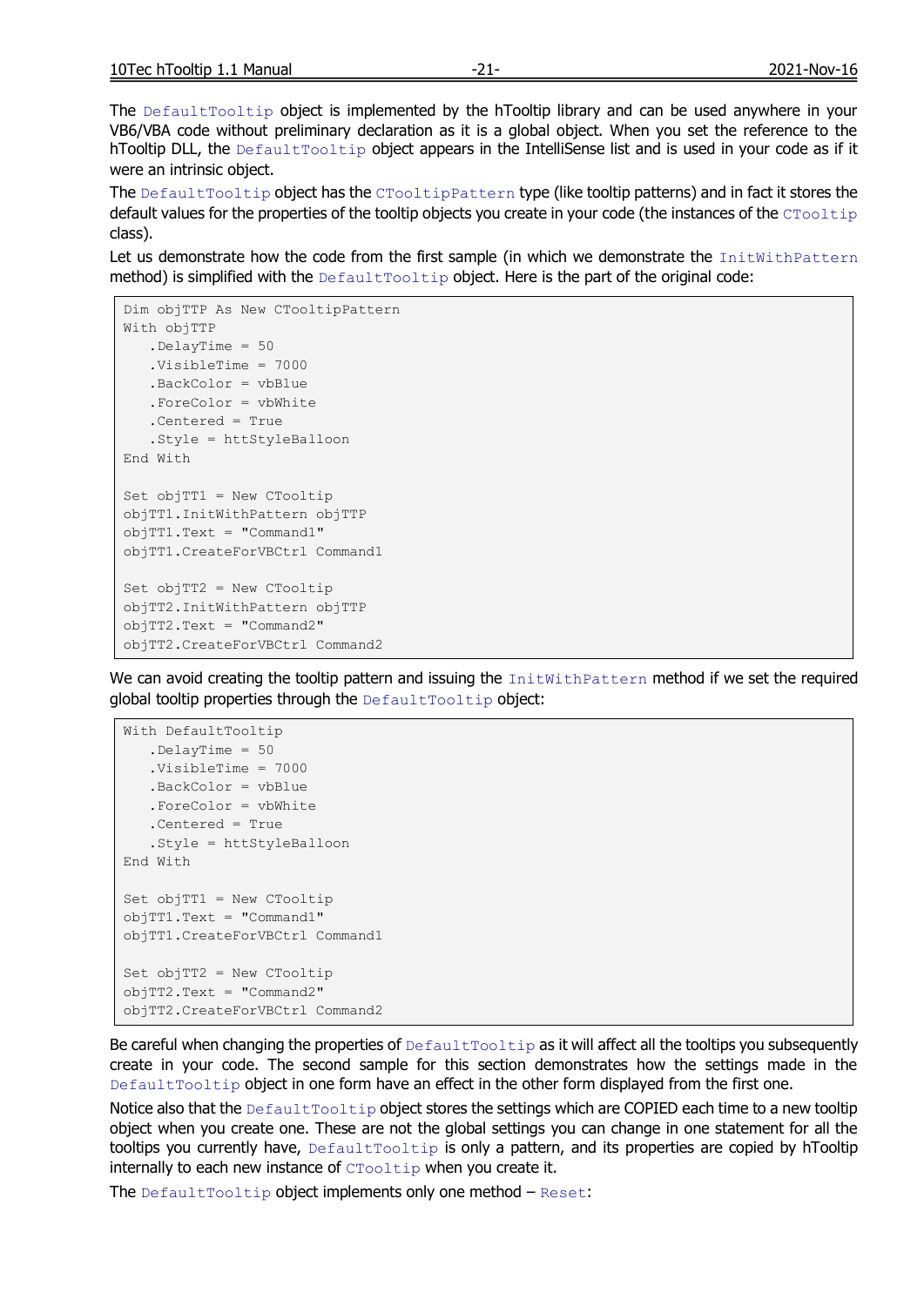The `DefaultTooltip` object is implemented by the hTooltip library and can be used anywhere in your VB6/VBA code without preliminary declaration as it is a global object. When you set the reference to the hTooltip DLL, the `DefaultTooltip` object appears in the IntelliSense list and is used in your code as if it were an intrinsic object.

The `DefaultTooltip` object has the `CTooltipPattern` type (like tooltip patterns) and in fact it stores the default values for the properties of the tooltip objects you create in your code (the instances of the `CTooltip` class).

Let us demonstrate how the code from the first sample (in which we demonstrate the `InitWithPattern` method) is simplified with the `DefaultTooltip` object. Here is the part of the original code:

```
Dim objTTP As New CTooltipPattern
With objTTP
   .DelayTime = 50
   .VisibleTime = 7000
   .BackColor = vbBlue
   .ForeColor = vbWhite
   .Centered = True
   .Style = httStyleBalloon
End With

Set objTT1 = New CTooltip
objTT1.InitWithPattern objTTP
objTT1.Text = "Command1"
objTT1.CreateForVBCtrl Command1

Set objTT2 = New CTooltip
objTT2.InitWithPattern objTTP
objTT2.Text = "Command2"
objTT2.CreateForVBCtrl Command2
```

We can avoid creating the tooltip pattern and issuing the `InitWithPattern` method if we set the required global tooltip properties through the `DefaultTooltip` object:

```
With DefaultTooltip
   .DelayTime = 50
   .VisibleTime = 7000
   .BackColor = vbBlue
   .ForeColor = vbWhite
   .Centered = True
   .Style = httStyleBalloon
End With

Set objTT1 = New CTooltip
objTT1.Text = "Command1"
objTT1.CreateForVBCtrl Command1

Set objTT2 = New CTooltip
objTT2.Text = "Command2"
objTT2.CreateForVBCtrl Command2
```

Be careful when changing the properties of `DefaultTooltip` as it will affect all the tooltips you subsequently create in your code. The second sample for this section demonstrates how the settings made in the `DefaultTooltip` object in one form have an effect in the other form displayed from the first one.

Notice also that the `DefaultTooltip` object stores the settings which are COPIED each time to a new tooltip object when you create one. These are not the global settings you can change in one statement for all the tooltips you currently have, `DefaultTooltip` is only a pattern, and its properties are copied by hTooltip internally to each new instance of `CTooltip` when you create it.

The `DefaultTooltip` object implements only one method – `Reset`: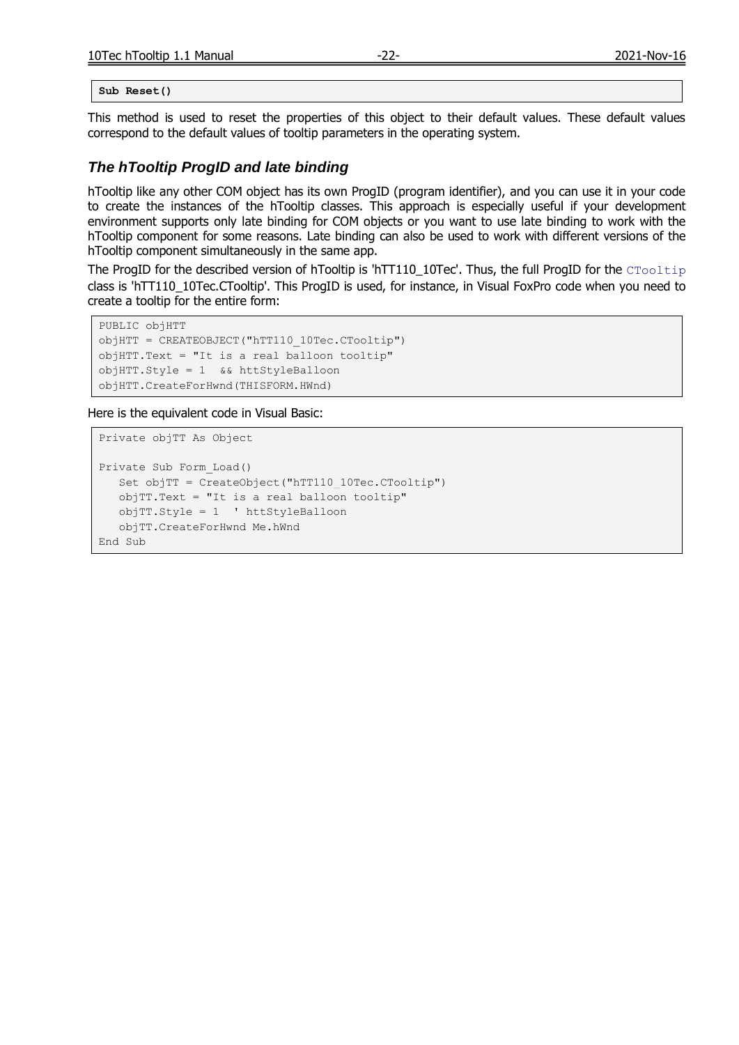```
Sub Reset()
```

This method is used to reset the properties of this object to their default values. These default values correspond to the default values of tooltip parameters in the operating system.

## *The hTooltip ProgID and late binding*

hTooltip like any other COM object has its own ProgID (program identifier), and you can use it in your code to create the instances of the hTooltip classes. This approach is especially useful if your development environment supports only late binding for COM objects or you want to use late binding to work with the hTooltip component for some reasons. Late binding can also be used to work with different versions of the hTooltip component simultaneously in the same app.

The ProgID for the described version of hTooltip is 'hTT110_10Tec'. Thus, the full ProgID for the `CTooltip` class is 'hTT110_10Tec.CTooltip'. This ProgID is used, for instance, in Visual FoxPro code when you need to create a tooltip for the entire form:

```
PUBLIC objHTT
objHTT = CREATEOBJECT("hTT110_10Tec.CTooltip")
objHTT.Text = "It is a real balloon tooltip"
objHTT.Style = 1  && httStyleBalloon
objHTT.CreateForHwnd(THISFORM.HWnd)
```

Here is the equivalent code in Visual Basic:

```
Private objTT As Object

Private Sub Form_Load()
   Set objTT = CreateObject("hTT110_10Tec.CTooltip")
   objTT.Text = "It is a real balloon tooltip"
   objTT.Style = 1  ' httStyleBalloon
   objTT.CreateForHwnd Me.hWnd
End Sub
```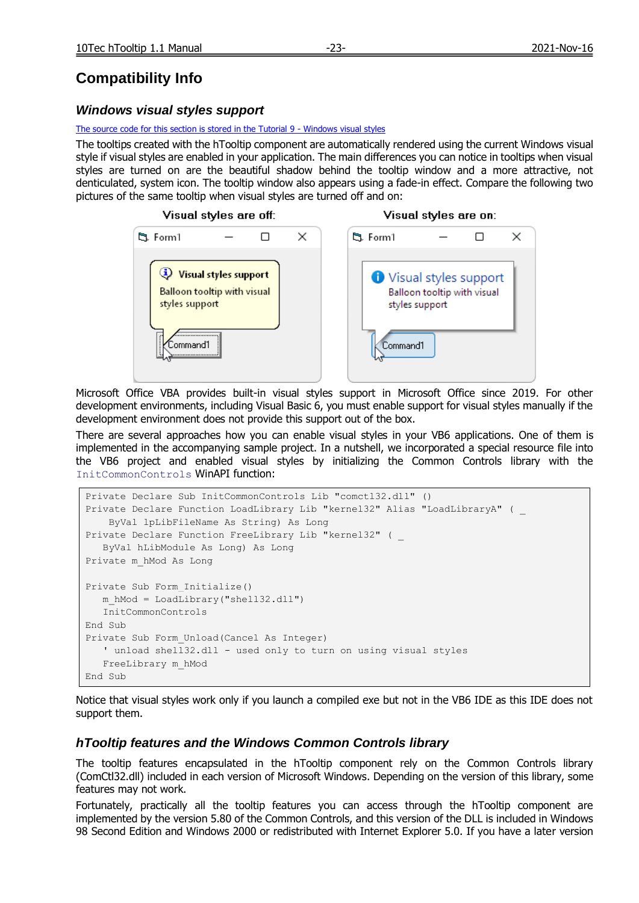## Compatibility Info

### *Windows visual styles support*

The source code for this section is stored in the Tutorial 9 - Windows visual styles

The tooltips created with the hTooltip component are automatically rendered using the current Windows visual style if visual styles are enabled in your application. The main differences you can notice in tooltips when visual styles are turned on are the beautiful shadow behind the tooltip window and a more attractive, not denticulated, system icon. The tooltip window also appears using a fade-in effect. Compare the following two pictures of the same tooltip when visual styles are turned off and on:

Visual styles are off: Visual styles are on:

Microsoft Office VBA provides built-in visual styles support in Microsoft Office since 2019. For other development environments, including Visual Basic 6, you must enable support for visual styles manually if the development environment does not provide this support out of the box.

There are several approaches how you can enable visual styles in your VB6 applications. One of them is implemented in the accompanying sample project. In a nutshell, we incorporated a special resource file into the VB6 project and enabled visual styles by initializing the Common Controls library with the `InitCommonControls` WinAPI function:

```
Private Declare Sub InitCommonControls Lib "comctl32.dll" ()
Private Declare Function LoadLibrary Lib "kernel32" Alias "LoadLibraryA" ( _
    ByVal lpLibFileName As String) As Long
Private Declare Function FreeLibrary Lib "kernel32" ( _
   ByVal hLibModule As Long) As Long
Private m_hMod As Long

Private Sub Form_Initialize()
   m_hMod = LoadLibrary("shell32.dll")
   InitCommonControls
End Sub
Private Sub Form_Unload(Cancel As Integer)
   ' unload shell32.dll - used only to turn on using visual styles
   FreeLibrary m_hMod
End Sub
```

Notice that visual styles work only if you launch a compiled exe but not in the VB6 IDE as this IDE does not support them.

### *hTooltip features and the Windows Common Controls library*

The tooltip features encapsulated in the hTooltip component rely on the Common Controls library (ComCtl32.dll) included in each version of Microsoft Windows. Depending on the version of this library, some features may not work.

Fortunately, practically all the tooltip features you can access through the hTooltip component are implemented by the version 5.80 of the Common Controls, and this version of the DLL is included in Windows 98 Second Edition and Windows 2000 or redistributed with Internet Explorer 5.0. If you have a later version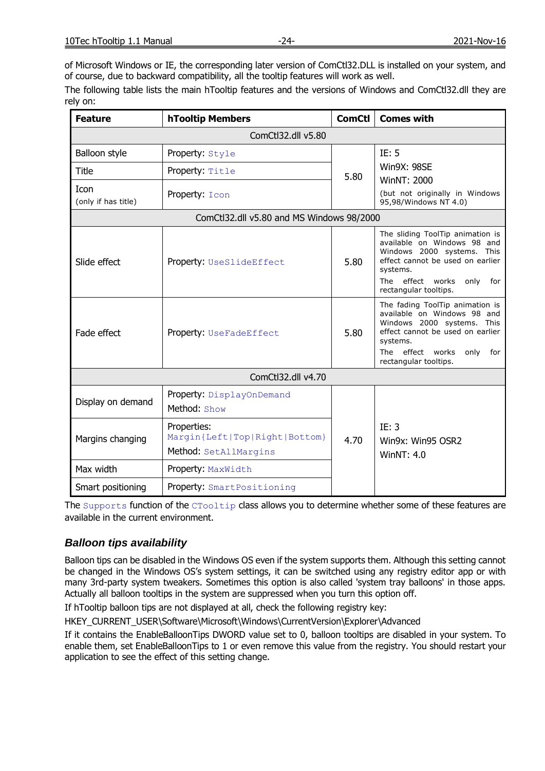of Microsoft Windows or IE, the corresponding later version of ComCtl32.DLL is installed on your system, and of course, due to backward compatibility, all the tooltip features will work as well.

The following table lists the main hTooltip features and the versions of Windows and ComCtl32.dll they are rely on:

| Feature | hTooltip Members | ComCtl | Comes with |
|---|---|---|---|
| ComCtl32.dll v5.80 | | | |
| Balloon style | Property: `Style` | 5.80 | IE: 5<br>Win9X: 98SE<br>WinNT: 2000<br>(but not originally in Windows 95,98/Windows NT 4.0) |
| Title | Property: `Title` | | |
| Icon<br>(only if has title) | Property: `Icon` | | |
| ComCtl32.dll v5.80 and MS Windows 98/2000 | | | |
| Slide effect | Property: `UseSlideEffect` | 5.80 | The sliding ToolTip animation is available on Windows 98 and Windows 2000 systems. This effect cannot be used on earlier systems.<br>The effect works only for rectangular tooltips. |
| Fade effect | Property: `UseFadeEffect` | 5.80 | The fading ToolTip animation is available on Windows 98 and Windows 2000 systems. This effect cannot be used on earlier systems.<br>The effect works only for rectangular tooltips. |
| ComCtl32.dll v4.70 | | | |
| Display on demand | Property: `DisplayOnDemand`<br>Method: `Show` | 4.70 | IE: 3<br>Win9x: Win95 OSR2<br>WinNT: 4.0 |
| Margins changing | Properties: `Margin{Left|Top|Right|Bottom}`<br>Method: `SetAllMargins` | | |
| Max width | Property: `MaxWidth` | | |
| Smart positioning | Property: `SmartPositioning` | | |

The `Supports` function of the `CTooltip` class allows you to determine whether some of these features are available in the current environment.

### *Balloon tips availability*

Balloon tips can be disabled in the Windows OS even if the system supports them. Although this setting cannot be changed in the Windows OS's system settings, it can be switched using any registry editor app or with many 3rd-party system tweakers. Sometimes this option is also called 'system tray balloons' in those apps. Actually all balloon tooltips in the system are suppressed when you turn this option off.

If hTooltip balloon tips are not displayed at all, check the following registry key:

HKEY_CURRENT_USER\Software\Microsoft\Windows\CurrentVersion\Explorer\Advanced

If it contains the EnableBalloonTips DWORD value set to 0, balloon tooltips are disabled in your system. To enable them, set EnableBalloonTips to 1 or even remove this value from the registry. You should restart your application to see the effect of this setting change.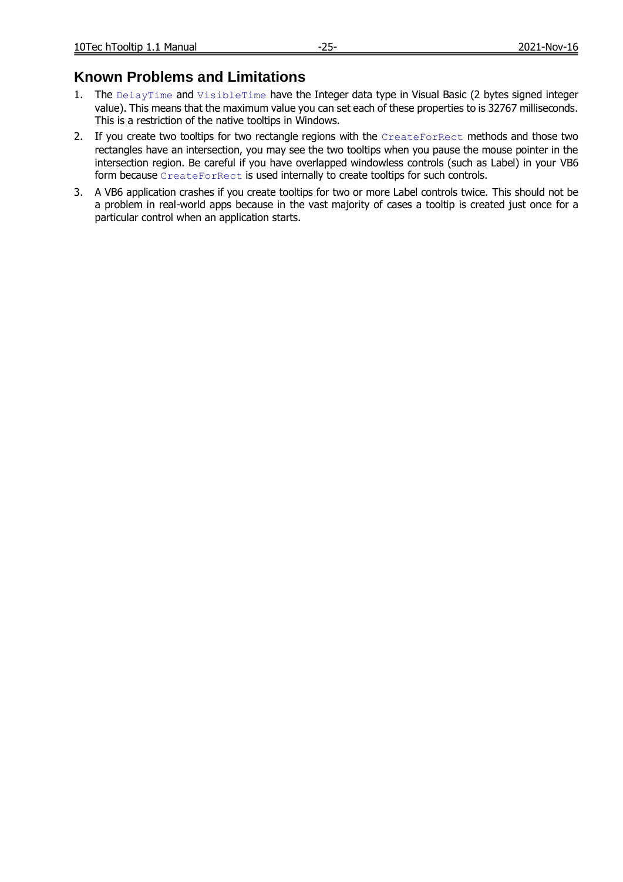# Known Problems and Limitations

1. The `DelayTime` and `VisibleTime` have the Integer data type in Visual Basic (2 bytes signed integer value). This means that the maximum value you can set each of these properties to is 32767 milliseconds. This is a restriction of the native tooltips in Windows.
2. If you create two tooltips for two rectangle regions with the `CreateForRect` methods and those two rectangles have an intersection, you may see the two tooltips when you pause the mouse pointer in the intersection region. Be careful if you have overlapped windowless controls (such as Label) in your VB6 form because `CreateForRect` is used internally to create tooltips for such controls.
3. A VB6 application crashes if you create tooltips for two or more Label controls twice. This should not be a problem in real-world apps because in the vast majority of cases a tooltip is created just once for a particular control when an application starts.